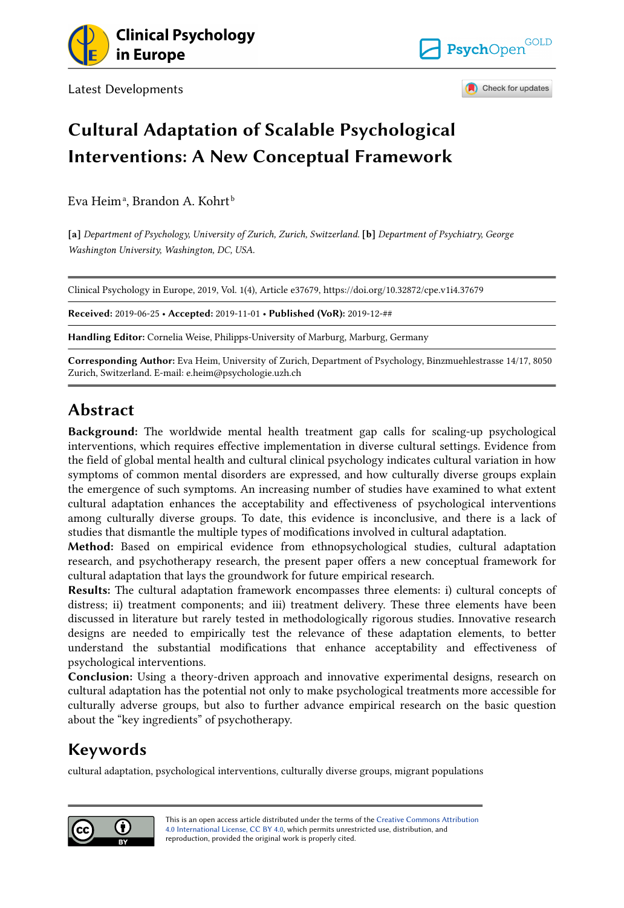Latest Developments

# Cultural Adaptation of Scalable Psychological Interventions: A New Conceptual Framework

Eva Heim[a], Brandon A. Kohrt[b]

**[a]** *Department of Psychology, University of Zurich, Zurich, Switzerland.* **[b]** *Department of Psychiatry, George Washington University, Washington, DC, USA.*

Clinical Psychology in Europe, 2019, Vol. 1(4), Article e37679, https://doi.org/10.32872/cpe.v1i4.37679

**Received:** 2019-06-25 • **Accepted:** 2019-11-01 • **Published (VoR):** 2019-12-##

**Handling Editor:** Cornelia Weise, Philipps-University of Marburg, Marburg, Germany

**Corresponding Author:** Eva Heim, University of Zurich, Department of Psychology, Binzmuehlestrasse 14/17, 8050 Zurich, Switzerland. E-mail: e.heim@psychologie.uzh.ch

## Abstract

**Background:** The worldwide mental health treatment gap calls for scaling-up psychological interventions, which requires effective implementation in diverse cultural settings. Evidence from the field of global mental health and cultural clinical psychology indicates cultural variation in how symptoms of common mental disorders are expressed, and how culturally diverse groups explain the emergence of such symptoms. An increasing number of studies have examined to what extent cultural adaptation enhances the acceptability and effectiveness of psychological interventions among culturally diverse groups. To date, this evidence is inconclusive, and there is a lack of studies that dismantle the multiple types of modifications involved in cultural adaptation.
**Method:** Based on empirical evidence from ethnopsychological studies, cultural adaptation research, and psychotherapy research, the present paper offers a new conceptual framework for cultural adaptation that lays the groundwork for future empirical research.
**Results:** The cultural adaptation framework encompasses three elements: i) cultural concepts of distress; ii) treatment components; and iii) treatment delivery. These three elements have been discussed in literature but rarely tested in methodologically rigorous studies. Innovative research designs are needed to empirically test the relevance of these adaptation elements, to better understand the substantial modifications that enhance acceptability and effectiveness of psychological interventions.
**Conclusion:** Using a theory-driven approach and innovative experimental designs, research on cultural adaptation has the potential not only to make psychological treatments more accessible for culturally adverse groups, but also to further advance empirical research on the basic question about the "key ingredients" of psychotherapy.

## Keywords

cultural adaptation, psychological interventions, culturally diverse groups, migrant populations

This is an open access article distributed under the terms of the Creative Commons Attribution 4.0 International License, CC BY 4.0, which permits unrestricted use, distribution, and reproduction, provided the original work is properly cited.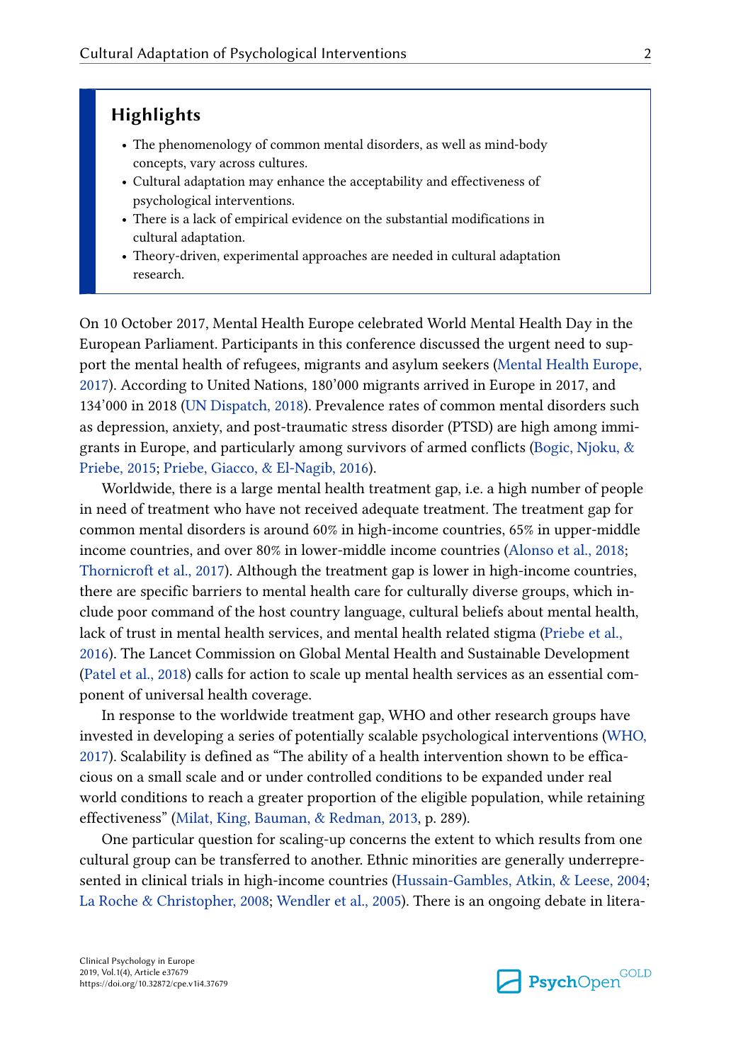## Highlights

- The phenomenology of common mental disorders, as well as mind-body concepts, vary across cultures.
- Cultural adaptation may enhance the acceptability and effectiveness of psychological interventions.
- There is a lack of empirical evidence on the substantial modifications in cultural adaptation.
- Theory-driven, experimental approaches are needed in cultural adaptation research.

On 10 October 2017, Mental Health Europe celebrated World Mental Health Day in the European Parliament. Participants in this conference discussed the urgent need to support the mental health of refugees, migrants and asylum seekers (Mental Health Europe, 2017). According to United Nations, 180'000 migrants arrived in Europe in 2017, and 134'000 in 2018 (UN Dispatch, 2018). Prevalence rates of common mental disorders such as depression, anxiety, and post-traumatic stress disorder (PTSD) are high among immigrants in Europe, and particularly among survivors of armed conflicts (Bogic, Njoku, & Priebe, 2015; Priebe, Giacco, & El-Nagib, 2016).

Worldwide, there is a large mental health treatment gap, i.e. a high number of people in need of treatment who have not received adequate treatment. The treatment gap for common mental disorders is around 60% in high-income countries, 65% in upper-middle income countries, and over 80% in lower-middle income countries (Alonso et al., 2018; Thornicroft et al., 2017). Although the treatment gap is lower in high-income countries, there are specific barriers to mental health care for culturally diverse groups, which include poor command of the host country language, cultural beliefs about mental health, lack of trust in mental health services, and mental health related stigma (Priebe et al., 2016). The Lancet Commission on Global Mental Health and Sustainable Development (Patel et al., 2018) calls for action to scale up mental health services as an essential component of universal health coverage.

In response to the worldwide treatment gap, WHO and other research groups have invested in developing a series of potentially scalable psychological interventions (WHO, 2017). Scalability is defined as "The ability of a health intervention shown to be efficacious on a small scale and or under controlled conditions to be expanded under real world conditions to reach a greater proportion of the eligible population, while retaining effectiveness" (Milat, King, Bauman, & Redman, 2013, p. 289).

One particular question for scaling-up concerns the extent to which results from one cultural group can be transferred to another. Ethnic minorities are generally underrepresented in clinical trials in high-income countries (Hussain-Gambles, Atkin, & Leese, 2004; La Roche & Christopher, 2008; Wendler et al., 2005). There is an ongoing debate in litera-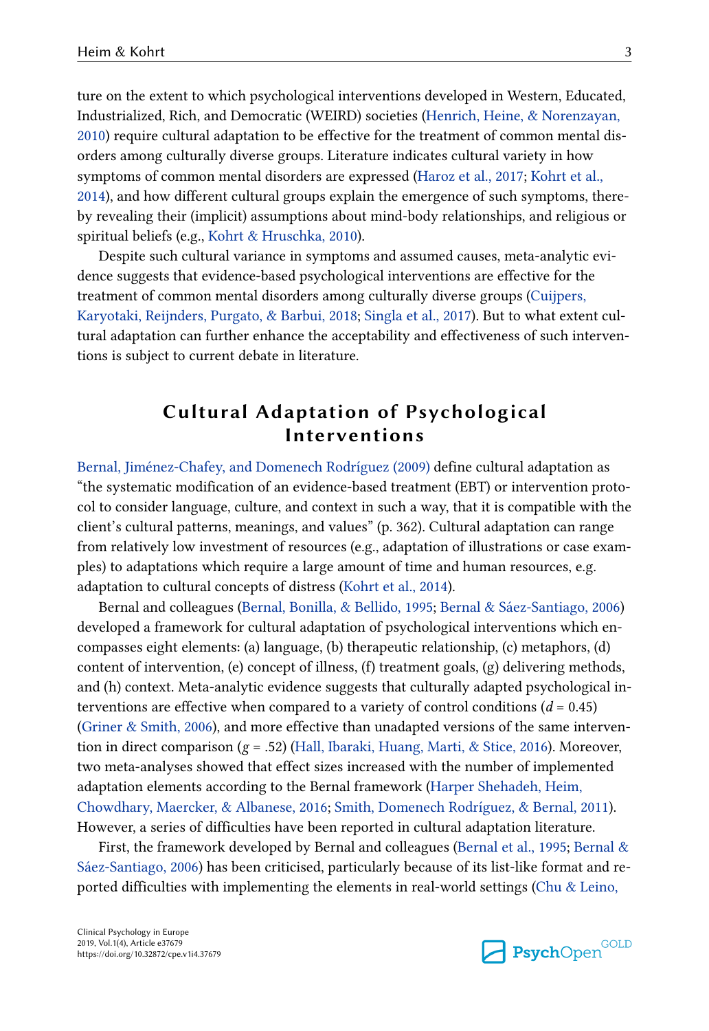ture on the extent to which psychological interventions developed in Western, Educated, Industrialized, Rich, and Democratic (WEIRD) societies (Henrich, Heine, & Norenzayan, 2010) require cultural adaptation to be effective for the treatment of common mental disorders among culturally diverse groups. Literature indicates cultural variety in how symptoms of common mental disorders are expressed (Haroz et al., 2017; Kohrt et al., 2014), and how different cultural groups explain the emergence of such symptoms, thereby revealing their (implicit) assumptions about mind-body relationships, and religious or spiritual beliefs (e.g., Kohrt & Hruschka, 2010).

Despite such cultural variance in symptoms and assumed causes, meta-analytic evidence suggests that evidence-based psychological interventions are effective for the treatment of common mental disorders among culturally diverse groups (Cuijpers, Karyotaki, Reijnders, Purgato, & Barbui, 2018; Singla et al., 2017). But to what extent cultural adaptation can further enhance the acceptability and effectiveness of such interventions is subject to current debate in literature.

## Cultural Adaptation of Psychological Interventions

Bernal, Jiménez-Chafey, and Domenech Rodríguez (2009) define cultural adaptation as "the systematic modification of an evidence-based treatment (EBT) or intervention protocol to consider language, culture, and context in such a way, that it is compatible with the client's cultural patterns, meanings, and values" (p. 362). Cultural adaptation can range from relatively low investment of resources (e.g., adaptation of illustrations or case examples) to adaptations which require a large amount of time and human resources, e.g. adaptation to cultural concepts of distress (Kohrt et al., 2014).

Bernal and colleagues (Bernal, Bonilla, & Bellido, 1995; Bernal & Sáez-Santiago, 2006) developed a framework for cultural adaptation of psychological interventions which encompasses eight elements: (a) language, (b) therapeutic relationship, (c) metaphors, (d) content of intervention, (e) concept of illness, (f) treatment goals, (g) delivering methods, and (h) context. Meta-analytic evidence suggests that culturally adapted psychological interventions are effective when compared to a variety of control conditions ($d$ = 0.45) (Griner & Smith, 2006), and more effective than unadapted versions of the same intervention in direct comparison ($g$ = .52) (Hall, Ibaraki, Huang, Marti, & Stice, 2016). Moreover, two meta-analyses showed that effect sizes increased with the number of implemented adaptation elements according to the Bernal framework (Harper Shehadeh, Heim, Chowdhary, Maercker, & Albanese, 2016; Smith, Domenech Rodríguez, & Bernal, 2011). However, a series of difficulties have been reported in cultural adaptation literature.

First, the framework developed by Bernal and colleagues (Bernal et al., 1995; Bernal & Sáez-Santiago, 2006) has been criticised, particularly because of its list-like format and reported difficulties with implementing the elements in real-world settings (Chu & Leino,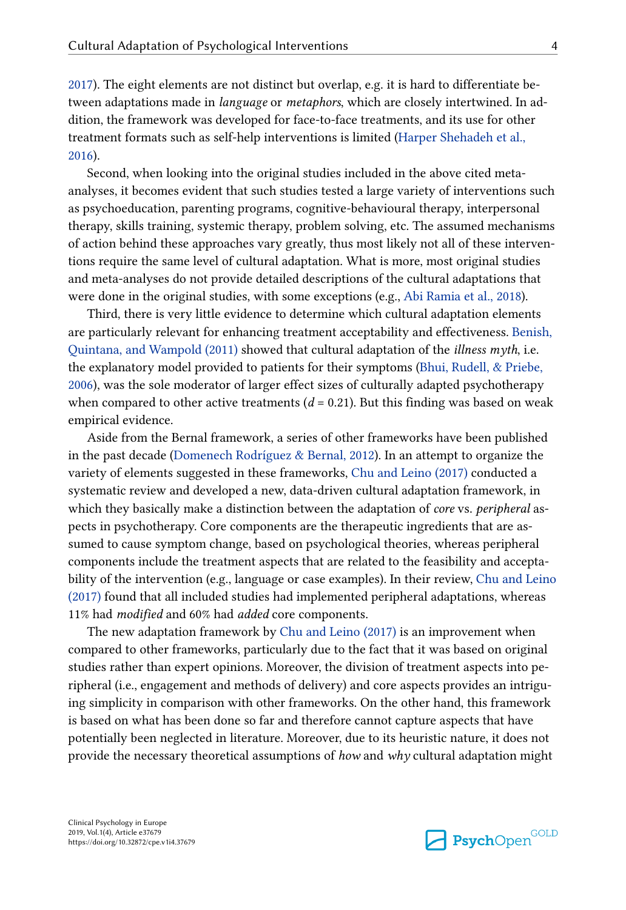2017). The eight elements are not distinct but overlap, e.g. it is hard to differentiate between adaptations made in *language* or *metaphors*, which are closely intertwined. In addition, the framework was developed for face-to-face treatments, and its use for other treatment formats such as self-help interventions is limited (Harper Shehadeh et al., 2016).

Second, when looking into the original studies included in the above cited meta-analyses, it becomes evident that such studies tested a large variety of interventions such as psychoeducation, parenting programs, cognitive-behavioural therapy, interpersonal therapy, skills training, systemic therapy, problem solving, etc. The assumed mechanisms of action behind these approaches vary greatly, thus most likely not all of these interventions require the same level of cultural adaptation. What is more, most original studies and meta-analyses do not provide detailed descriptions of the cultural adaptations that were done in the original studies, with some exceptions (e.g., Abi Ramia et al., 2018).

Third, there is very little evidence to determine which cultural adaptation elements are particularly relevant for enhancing treatment acceptability and effectiveness. Benish, Quintana, and Wampold (2011) showed that cultural adaptation of the *illness myth*, i.e. the explanatory model provided to patients for their symptoms (Bhui, Rudell, & Priebe, 2006), was the sole moderator of larger effect sizes of culturally adapted psychotherapy when compared to other active treatments ($d = 0.21$). But this finding was based on weak empirical evidence.

Aside from the Bernal framework, a series of other frameworks have been published in the past decade (Domenech Rodríguez & Bernal, 2012). In an attempt to organize the variety of elements suggested in these frameworks, Chu and Leino (2017) conducted a systematic review and developed a new, data-driven cultural adaptation framework, in which they basically make a distinction between the adaptation of *core* vs. *peripheral* aspects in psychotherapy. Core components are the therapeutic ingredients that are assumed to cause symptom change, based on psychological theories, whereas peripheral components include the treatment aspects that are related to the feasibility and acceptability of the intervention (e.g., language or case examples). In their review, Chu and Leino (2017) found that all included studies had implemented peripheral adaptations, whereas 11% had *modified* and 60% had *added* core components.

The new adaptation framework by Chu and Leino (2017) is an improvement when compared to other frameworks, particularly due to the fact that it was based on original studies rather than expert opinions. Moreover, the division of treatment aspects into peripheral (i.e., engagement and methods of delivery) and core aspects provides an intriguing simplicity in comparison with other frameworks. On the other hand, this framework is based on what has been done so far and therefore cannot capture aspects that have potentially been neglected in literature. Moreover, due to its heuristic nature, it does not provide the necessary theoretical assumptions of *how* and *why* cultural adaptation might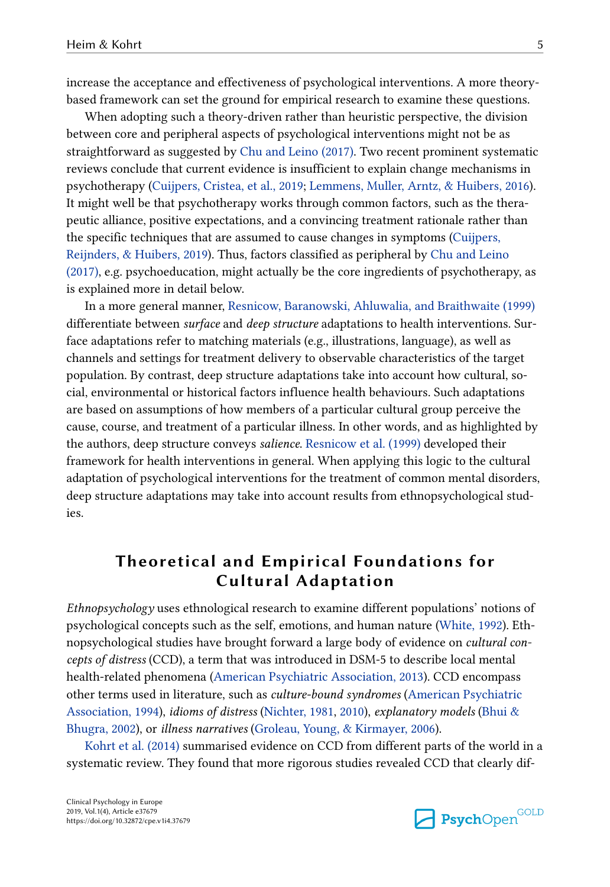increase the acceptance and effectiveness of psychological interventions. A more theory-based framework can set the ground for empirical research to examine these questions.

When adopting such a theory-driven rather than heuristic perspective, the division between core and peripheral aspects of psychological interventions might not be as straightforward as suggested by Chu and Leino (2017). Two recent prominent systematic reviews conclude that current evidence is insufficient to explain change mechanisms in psychotherapy (Cuijpers, Cristea, et al., 2019; Lemmens, Muller, Arntz, & Huibers, 2016). It might well be that psychotherapy works through common factors, such as the therapeutic alliance, positive expectations, and a convincing treatment rationale rather than the specific techniques that are assumed to cause changes in symptoms (Cuijpers, Reijnders, & Huibers, 2019). Thus, factors classified as peripheral by Chu and Leino (2017), e.g. psychoeducation, might actually be the core ingredients of psychotherapy, as is explained more in detail below.

In a more general manner, Resnicow, Baranowski, Ahluwalia, and Braithwaite (1999) differentiate between *surface* and *deep structure* adaptations to health interventions. Surface adaptations refer to matching materials (e.g., illustrations, language), as well as channels and settings for treatment delivery to observable characteristics of the target population. By contrast, deep structure adaptations take into account how cultural, social, environmental or historical factors influence health behaviours. Such adaptations are based on assumptions of how members of a particular cultural group perceive the cause, course, and treatment of a particular illness. In other words, and as highlighted by the authors, deep structure conveys *salience*. Resnicow et al. (1999) developed their framework for health interventions in general. When applying this logic to the cultural adaptation of psychological interventions for the treatment of common mental disorders, deep structure adaptations may take into account results from ethnopsychological studies.

## Theoretical and Empirical Foundations for Cultural Adaptation

*Ethnopsychology* uses ethnological research to examine different populations' notions of psychological concepts such as the self, emotions, and human nature (White, 1992). Ethnopsychological studies have brought forward a large body of evidence on *cultural concepts of distress* (CCD), a term that was introduced in DSM-5 to describe local mental health-related phenomena (American Psychiatric Association, 2013). CCD encompass other terms used in literature, such as *culture-bound syndromes* (American Psychiatric Association, 1994), *idioms of distress* (Nichter, 1981, 2010), *explanatory models* (Bhui & Bhugra, 2002), or *illness narratives* (Groleau, Young, & Kirmayer, 2006).

Kohrt et al. (2014) summarised evidence on CCD from different parts of the world in a systematic review. They found that more rigorous studies revealed CCD that clearly dif-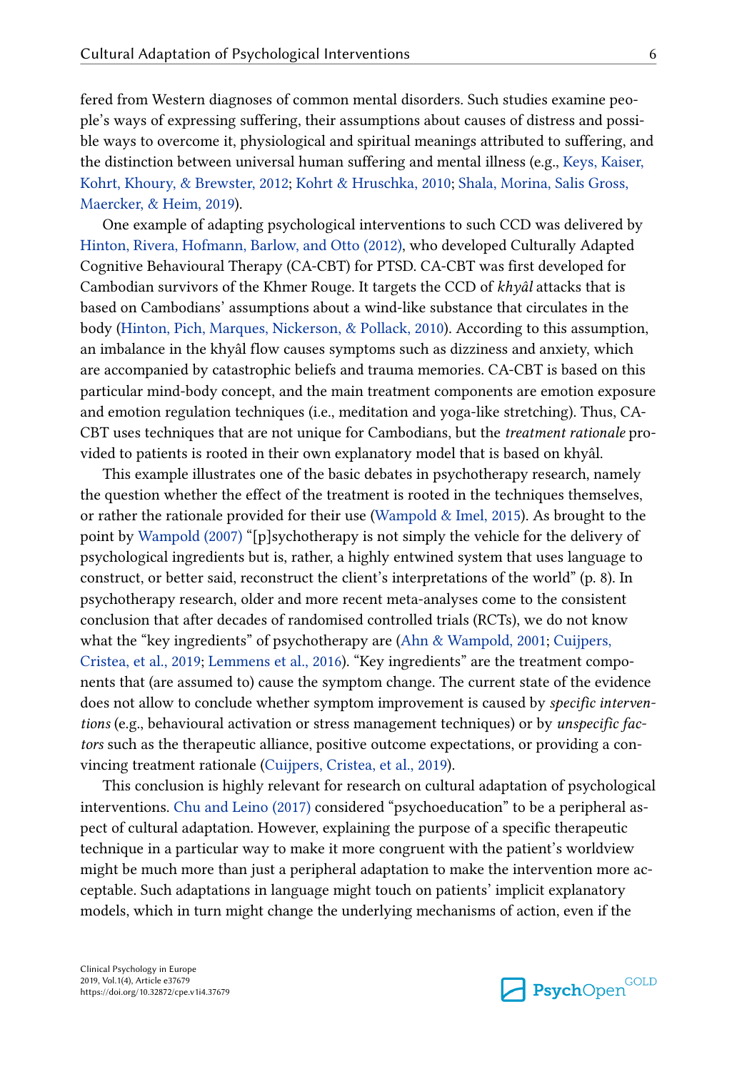fered from Western diagnoses of common mental disorders. Such studies examine people's ways of expressing suffering, their assumptions about causes of distress and possible ways to overcome it, physiological and spiritual meanings attributed to suffering, and the distinction between universal human suffering and mental illness (e.g., Keys, Kaiser, Kohrt, Khoury, & Brewster, 2012; Kohrt & Hruschka, 2010; Shala, Morina, Salis Gross, Maercker, & Heim, 2019).

One example of adapting psychological interventions to such CCD was delivered by Hinton, Rivera, Hofmann, Barlow, and Otto (2012), who developed Culturally Adapted Cognitive Behavioural Therapy (CA-CBT) for PTSD. CA-CBT was first developed for Cambodian survivors of the Khmer Rouge. It targets the CCD of *khyâl* attacks that is based on Cambodians' assumptions about a wind-like substance that circulates in the body (Hinton, Pich, Marques, Nickerson, & Pollack, 2010). According to this assumption, an imbalance in the khyâl flow causes symptoms such as dizziness and anxiety, which are accompanied by catastrophic beliefs and trauma memories. CA-CBT is based on this particular mind-body concept, and the main treatment components are emotion exposure and emotion regulation techniques (i.e., meditation and yoga-like stretching). Thus, CA-CBT uses techniques that are not unique for Cambodians, but the *treatment rationale* provided to patients is rooted in their own explanatory model that is based on khyâl.

This example illustrates one of the basic debates in psychotherapy research, namely the question whether the effect of the treatment is rooted in the techniques themselves, or rather the rationale provided for their use (Wampold & Imel, 2015). As brought to the point by Wampold (2007) "[p]sychotherapy is not simply the vehicle for the delivery of psychological ingredients but is, rather, a highly entwined system that uses language to construct, or better said, reconstruct the client's interpretations of the world" (p. 8). In psychotherapy research, older and more recent meta-analyses come to the consistent conclusion that after decades of randomised controlled trials (RCTs), we do not know what the "key ingredients" of psychotherapy are (Ahn & Wampold, 2001; Cuijpers, Cristea, et al., 2019; Lemmens et al., 2016). "Key ingredients" are the treatment components that (are assumed to) cause the symptom change. The current state of the evidence does not allow to conclude whether symptom improvement is caused by *specific interventions* (e.g., behavioural activation or stress management techniques) or by *unspecific factors* such as the therapeutic alliance, positive outcome expectations, or providing a convincing treatment rationale (Cuijpers, Cristea, et al., 2019).

This conclusion is highly relevant for research on cultural adaptation of psychological interventions. Chu and Leino (2017) considered "psychoeducation" to be a peripheral aspect of cultural adaptation. However, explaining the purpose of a specific therapeutic technique in a particular way to make it more congruent with the patient's worldview might be much more than just a peripheral adaptation to make the intervention more acceptable. Such adaptations in language might touch on patients' implicit explanatory models, which in turn might change the underlying mechanisms of action, even if the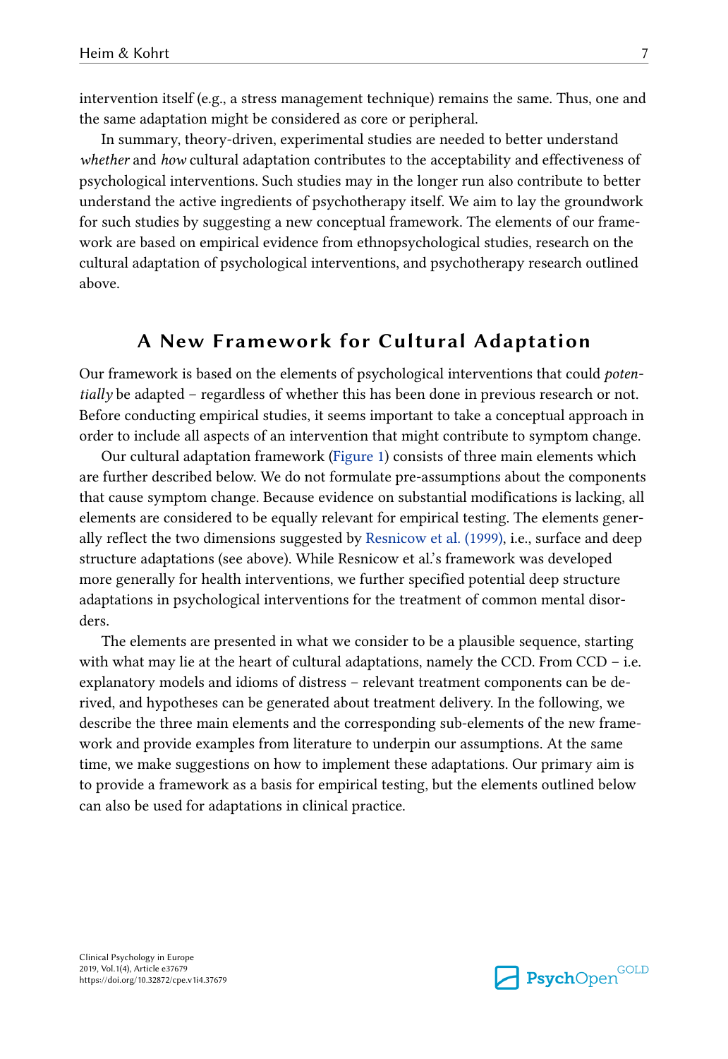intervention itself (e.g., a stress management technique) remains the same. Thus, one and the same adaptation might be considered as core or peripheral.

In summary, theory-driven, experimental studies are needed to better understand *whether* and *how* cultural adaptation contributes to the acceptability and effectiveness of psychological interventions. Such studies may in the longer run also contribute to better understand the active ingredients of psychotherapy itself. We aim to lay the groundwork for such studies by suggesting a new conceptual framework. The elements of our framework are based on empirical evidence from ethnopsychological studies, research on the cultural adaptation of psychological interventions, and psychotherapy research outlined above.

## A New Framework for Cultural Adaptation

Our framework is based on the elements of psychological interventions that could *potentially* be adapted – regardless of whether this has been done in previous research or not. Before conducting empirical studies, it seems important to take a conceptual approach in order to include all aspects of an intervention that might contribute to symptom change.

Our cultural adaptation framework (Figure 1) consists of three main elements which are further described below. We do not formulate pre-assumptions about the components that cause symptom change. Because evidence on substantial modifications is lacking, all elements are considered to be equally relevant for empirical testing. The elements generally reflect the two dimensions suggested by Resnicow et al. (1999), i.e., surface and deep structure adaptations (see above). While Resnicow et al.'s framework was developed more generally for health interventions, we further specified potential deep structure adaptations in psychological interventions for the treatment of common mental disorders.

The elements are presented in what we consider to be a plausible sequence, starting with what may lie at the heart of cultural adaptations, namely the CCD. From CCD – i.e. explanatory models and idioms of distress – relevant treatment components can be derived, and hypotheses can be generated about treatment delivery. In the following, we describe the three main elements and the corresponding sub-elements of the new framework and provide examples from literature to underpin our assumptions. At the same time, we make suggestions on how to implement these adaptations. Our primary aim is to provide a framework as a basis for empirical testing, but the elements outlined below can also be used for adaptations in clinical practice.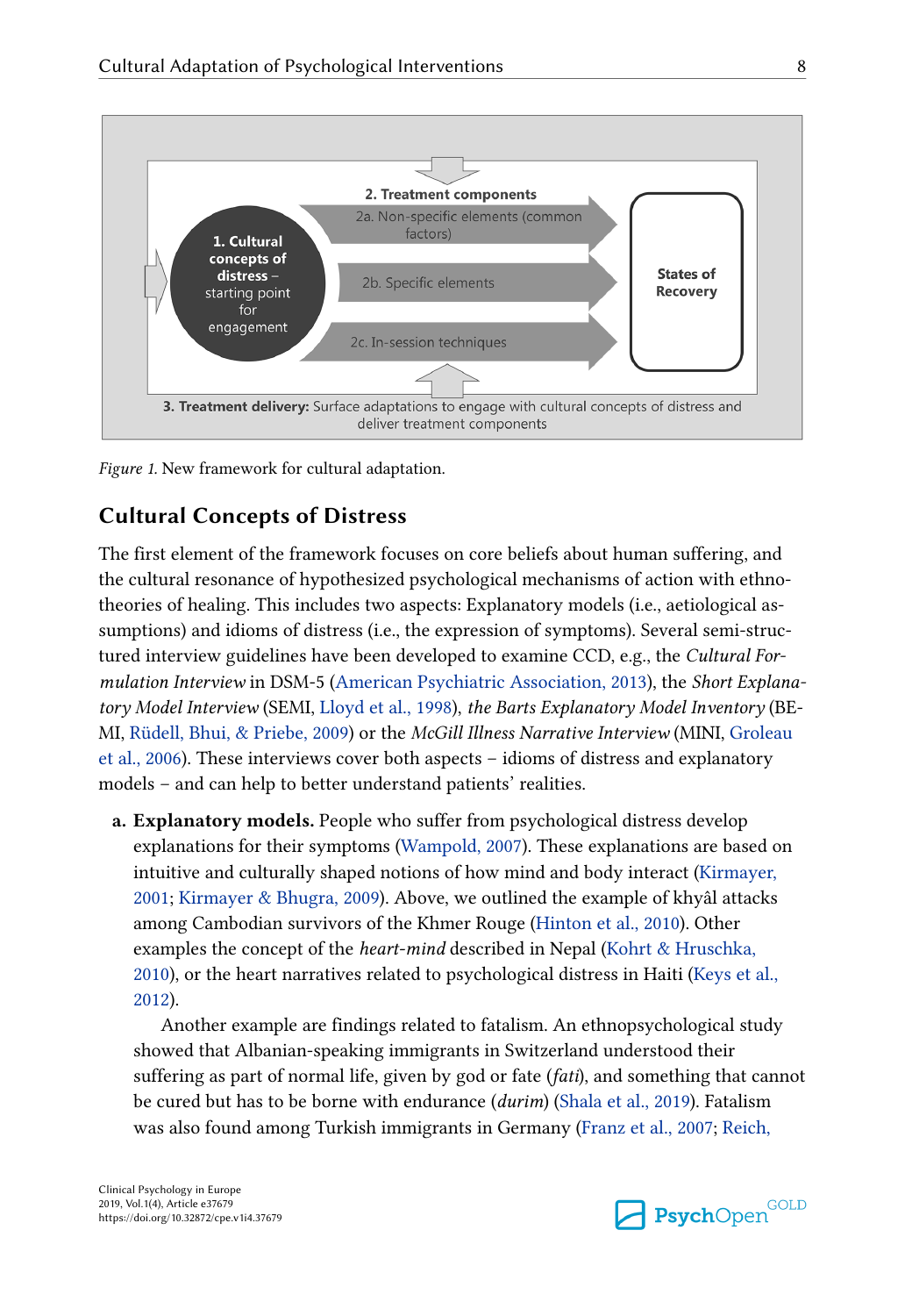*Figure 1.* New framework for cultural adaptation.

## Cultural Concepts of Distress

The first element of the framework focuses on core beliefs about human suffering, and the cultural resonance of hypothesized psychological mechanisms of action with ethnotheories of healing. This includes two aspects: Explanatory models (i.e., aetiological assumptions) and idioms of distress (i.e., the expression of symptoms). Several semi-structured interview guidelines have been developed to examine CCD, e.g., the *Cultural Formulation Interview* in DSM-5 (American Psychiatric Association, 2013), the *Short Explanatory Model Interview* (SEMI, Lloyd et al., 1998), *the Barts Explanatory Model Inventory* (BEMI, Rüdell, Bhui, & Priebe, 2009) or the *McGill Illness Narrative Interview* (MINI, Groleau et al., 2006). These interviews cover both aspects – idioms of distress and explanatory models – and can help to better understand patients' realities.

**a. Explanatory models.** People who suffer from psychological distress develop explanations for their symptoms (Wampold, 2007). These explanations are based on intuitive and culturally shaped notions of how mind and body interact (Kirmayer, 2001; Kirmayer & Bhugra, 2009). Above, we outlined the example of khyâl attacks among Cambodian survivors of the Khmer Rouge (Hinton et al., 2010). Other examples the concept of the *heart-mind* described in Nepal (Kohrt & Hruschka, 2010), or the heart narratives related to psychological distress in Haiti (Keys et al., 2012).

Another example are findings related to fatalism. An ethnopsychological study showed that Albanian-speaking immigrants in Switzerland understood their suffering as part of normal life, given by god or fate (*fati*), and something that cannot be cured but has to be borne with endurance (*durim*) (Shala et al., 2019). Fatalism was also found among Turkish immigrants in Germany (Franz et al., 2007; Reich,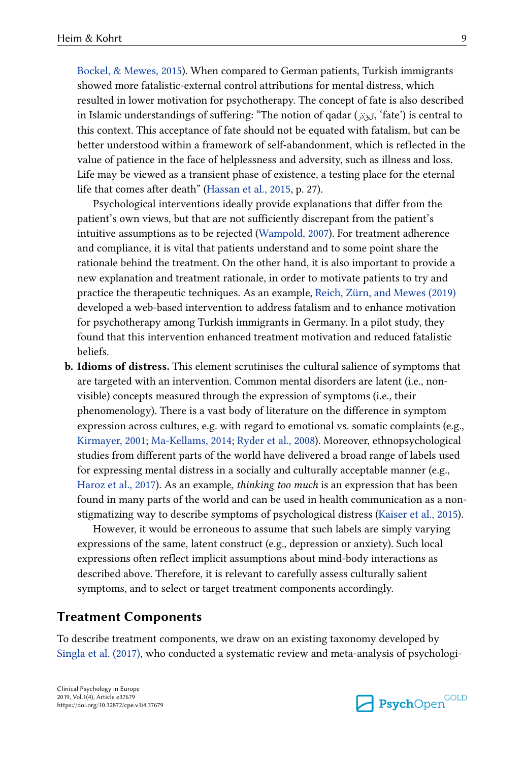Bockel, & Mewes, 2015). When compared to German patients, Turkish immigrants showed more fatalistic-external control attributions for mental distress, which resulted in lower motivation for psychotherapy. The concept of fate is also described in Islamic understandings of suffering: "The notion of qadar (الْقَدَر, 'fate') is central to this context. This acceptance of fate should not be equated with fatalism, but can be better understood within a framework of self-abandonment, which is reflected in the value of patience in the face of helplessness and adversity, such as illness and loss. Life may be viewed as a transient phase of existence, a testing place for the eternal life that comes after death" (Hassan et al., 2015, p. 27).

Psychological interventions ideally provide explanations that differ from the patient's own views, but that are not sufficiently discrepant from the patient's intuitive assumptions as to be rejected (Wampold, 2007). For treatment adherence and compliance, it is vital that patients understand and to some point share the rationale behind the treatment. On the other hand, it is also important to provide a new explanation and treatment rationale, in order to motivate patients to try and practice the therapeutic techniques. As an example, Reich, Zürn, and Mewes (2019) developed a web-based intervention to address fatalism and to enhance motivation for psychotherapy among Turkish immigrants in Germany. In a pilot study, they found that this intervention enhanced treatment motivation and reduced fatalistic beliefs.

**b. Idioms of distress.** This element scrutinises the cultural salience of symptoms that are targeted with an intervention. Common mental disorders are latent (i.e., non-visible) concepts measured through the expression of symptoms (i.e., their phenomenology). There is a vast body of literature on the difference in symptom expression across cultures, e.g. with regard to emotional vs. somatic complaints (e.g., Kirmayer, 2001; Ma-Kellams, 2014; Ryder et al., 2008). Moreover, ethnopsychological studies from different parts of the world have delivered a broad range of labels used for expressing mental distress in a socially and culturally acceptable manner (e.g., Haroz et al., 2017). As an example, *thinking too much* is an expression that has been found in many parts of the world and can be used in health communication as a non-stigmatizing way to describe symptoms of psychological distress (Kaiser et al., 2015).

However, it would be erroneous to assume that such labels are simply varying expressions of the same, latent construct (e.g., depression or anxiety). Such local expressions often reflect implicit assumptions about mind-body interactions as described above. Therefore, it is relevant to carefully assess culturally salient symptoms, and to select or target treatment components accordingly.

## Treatment Components

To describe treatment components, we draw on an existing taxonomy developed by Singla et al. (2017), who conducted a systematic review and meta-analysis of psychologi-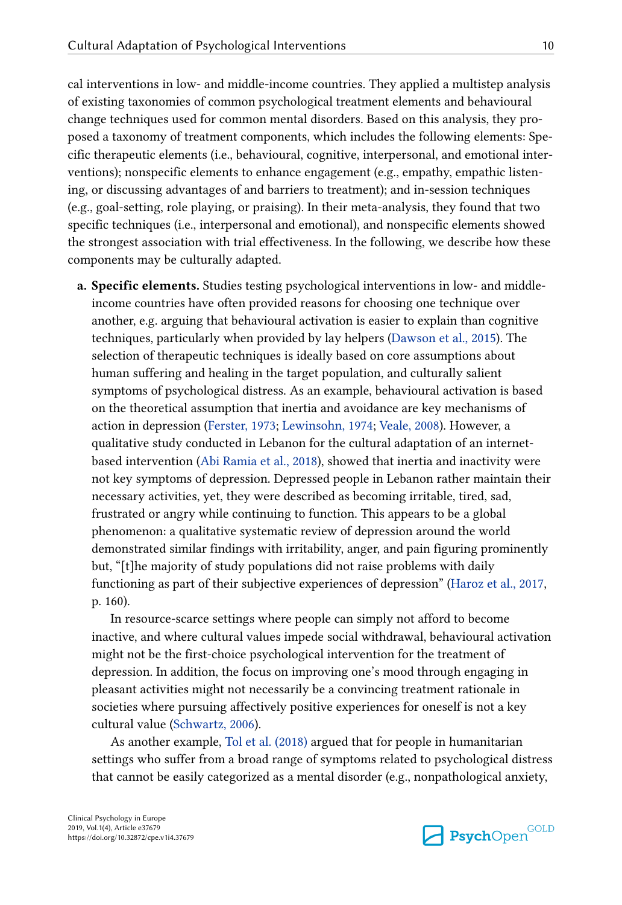cal interventions in low- and middle-income countries. They applied a multistep analysis of existing taxonomies of common psychological treatment elements and behavioural change techniques used for common mental disorders. Based on this analysis, they proposed a taxonomy of treatment components, which includes the following elements: Specific therapeutic elements (i.e., behavioural, cognitive, interpersonal, and emotional interventions); nonspecific elements to enhance engagement (e.g., empathy, empathic listening, or discussing advantages of and barriers to treatment); and in-session techniques (e.g., goal-setting, role playing, or praising). In their meta-analysis, they found that two specific techniques (i.e., interpersonal and emotional), and nonspecific elements showed the strongest association with trial effectiveness. In the following, we describe how these components may be culturally adapted.

**a. Specific elements.** Studies testing psychological interventions in low- and middle-income countries have often provided reasons for choosing one technique over another, e.g. arguing that behavioural activation is easier to explain than cognitive techniques, particularly when provided by lay helpers (Dawson et al., 2015). The selection of therapeutic techniques is ideally based on core assumptions about human suffering and healing in the target population, and culturally salient symptoms of psychological distress. As an example, behavioural activation is based on the theoretical assumption that inertia and avoidance are key mechanisms of action in depression (Ferster, 1973; Lewinsohn, 1974; Veale, 2008). However, a qualitative study conducted in Lebanon for the cultural adaptation of an internet-based intervention (Abi Ramia et al., 2018), showed that inertia and inactivity were not key symptoms of depression. Depressed people in Lebanon rather maintain their necessary activities, yet, they were described as becoming irritable, tired, sad, frustrated or angry while continuing to function. This appears to be a global phenomenon: a qualitative systematic review of depression around the world demonstrated similar findings with irritability, anger, and pain figuring prominently but, "[t]he majority of study populations did not raise problems with daily functioning as part of their subjective experiences of depression" (Haroz et al., 2017, p. 160).

In resource-scarce settings where people can simply not afford to become inactive, and where cultural values impede social withdrawal, behavioural activation might not be the first-choice psychological intervention for the treatment of depression. In addition, the focus on improving one's mood through engaging in pleasant activities might not necessarily be a convincing treatment rationale in societies where pursuing affectively positive experiences for oneself is not a key cultural value (Schwartz, 2006).

As another example, Tol et al. (2018) argued that for people in humanitarian settings who suffer from a broad range of symptoms related to psychological distress that cannot be easily categorized as a mental disorder (e.g., nonpathological anxiety,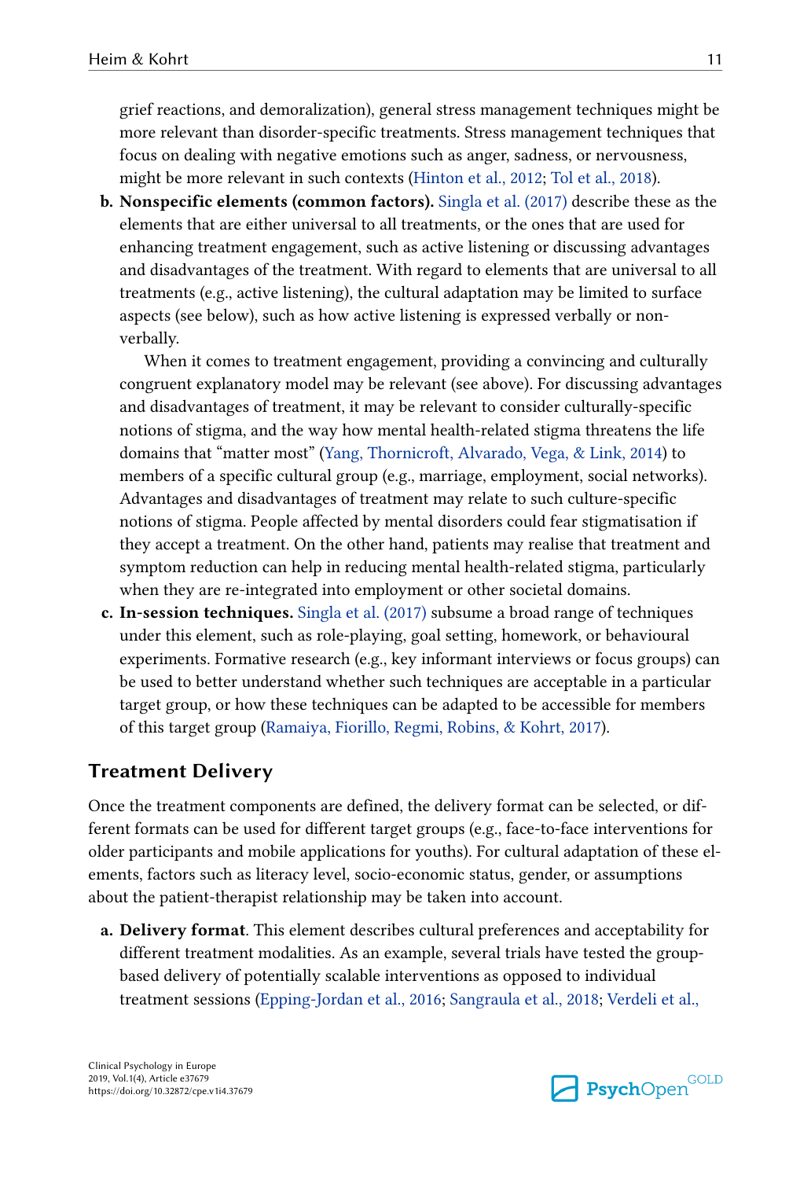grief reactions, and demoralization), general stress management techniques might be more relevant than disorder-specific treatments. Stress management techniques that focus on dealing with negative emotions such as anger, sadness, or nervousness, might be more relevant in such contexts (Hinton et al., 2012; Tol et al., 2018).

b. **Nonspecific elements (common factors).** Singla et al. (2017) describe these as the elements that are either universal to all treatments, or the ones that are used for enhancing treatment engagement, such as active listening or discussing advantages and disadvantages of the treatment. With regard to elements that are universal to all treatments (e.g., active listening), the cultural adaptation may be limited to surface aspects (see below), such as how active listening is expressed verbally or non-verbally.

   When it comes to treatment engagement, providing a convincing and culturally congruent explanatory model may be relevant (see above). For discussing advantages and disadvantages of treatment, it may be relevant to consider culturally-specific notions of stigma, and the way how mental health-related stigma threatens the life domains that "matter most" (Yang, Thornicroft, Alvarado, Vega, & Link, 2014) to members of a specific cultural group (e.g., marriage, employment, social networks). Advantages and disadvantages of treatment may relate to such culture-specific notions of stigma. People affected by mental disorders could fear stigmatisation if they accept a treatment. On the other hand, patients may realise that treatment and symptom reduction can help in reducing mental health-related stigma, particularly when they are re-integrated into employment or other societal domains.

c. **In-session techniques.** Singla et al. (2017) subsume a broad range of techniques under this element, such as role-playing, goal setting, homework, or behavioural experiments. Formative research (e.g., key informant interviews or focus groups) can be used to better understand whether such techniques are acceptable in a particular target group, or how these techniques can be adapted to be accessible for members of this target group (Ramaiya, Fiorillo, Regmi, Robins, & Kohrt, 2017).

## Treatment Delivery

Once the treatment components are defined, the delivery format can be selected, or different formats can be used for different target groups (e.g., face-to-face interventions for older participants and mobile applications for youths). For cultural adaptation of these elements, factors such as literacy level, socio-economic status, gender, or assumptions about the patient-therapist relationship may be taken into account.

a. **Delivery format**. This element describes cultural preferences and acceptability for different treatment modalities. As an example, several trials have tested the group-based delivery of potentially scalable interventions as opposed to individual treatment sessions (Epping-Jordan et al., 2016; Sangraula et al., 2018; Verdeli et al.,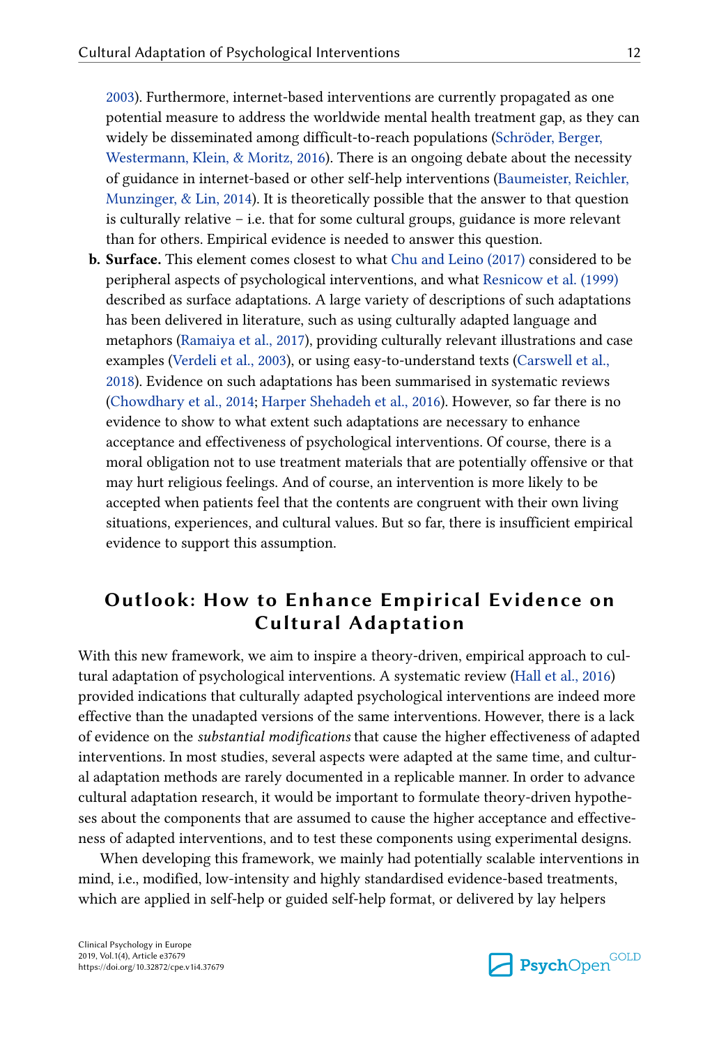2003). Furthermore, internet-based interventions are currently propagated as one potential measure to address the worldwide mental health treatment gap, as they can widely be disseminated among difficult-to-reach populations (Schröder, Berger, Westermann, Klein, & Moritz, 2016). There is an ongoing debate about the necessity of guidance in internet-based or other self-help interventions (Baumeister, Reichler, Munzinger, & Lin, 2014). It is theoretically possible that the answer to that question is culturally relative – i.e. that for some cultural groups, guidance is more relevant than for others. Empirical evidence is needed to answer this question.

b. **Surface.** This element comes closest to what Chu and Leino (2017) considered to be peripheral aspects of psychological interventions, and what Resnicow et al. (1999) described as surface adaptations. A large variety of descriptions of such adaptations has been delivered in literature, such as using culturally adapted language and metaphors (Ramaiya et al., 2017), providing culturally relevant illustrations and case examples (Verdeli et al., 2003), or using easy-to-understand texts (Carswell et al., 2018). Evidence on such adaptations has been summarised in systematic reviews (Chowdhary et al., 2014; Harper Shehadeh et al., 2016). However, so far there is no evidence to show to what extent such adaptations are necessary to enhance acceptance and effectiveness of psychological interventions. Of course, there is a moral obligation not to use treatment materials that are potentially offensive or that may hurt religious feelings. And of course, an intervention is more likely to be accepted when patients feel that the contents are congruent with their own living situations, experiences, and cultural values. But so far, there is insufficient empirical evidence to support this assumption.

## Outlook: How to Enhance Empirical Evidence on Cultural Adaptation

With this new framework, we aim to inspire a theory-driven, empirical approach to cultural adaptation of psychological interventions. A systematic review (Hall et al., 2016) provided indications that culturally adapted psychological interventions are indeed more effective than the unadapted versions of the same interventions. However, there is a lack of evidence on the *substantial modifications* that cause the higher effectiveness of adapted interventions. In most studies, several aspects were adapted at the same time, and cultural adaptation methods are rarely documented in a replicable manner. In order to advance cultural adaptation research, it would be important to formulate theory-driven hypotheses about the components that are assumed to cause the higher acceptance and effectiveness of adapted interventions, and to test these components using experimental designs.

When developing this framework, we mainly had potentially scalable interventions in mind, i.e., modified, low-intensity and highly standardised evidence-based treatments, which are applied in self-help or guided self-help format, or delivered by lay helpers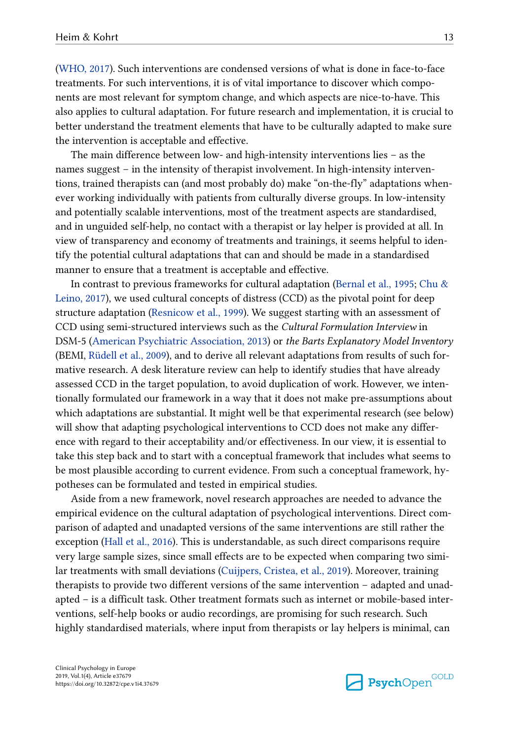(WHO, 2017). Such interventions are condensed versions of what is done in face-to-face treatments. For such interventions, it is of vital importance to discover which components are most relevant for symptom change, and which aspects are nice-to-have. This also applies to cultural adaptation. For future research and implementation, it is crucial to better understand the treatment elements that have to be culturally adapted to make sure the intervention is acceptable and effective.

The main difference between low- and high-intensity interventions lies – as the names suggest – in the intensity of therapist involvement. In high-intensity interventions, trained therapists can (and most probably do) make "on-the-fly" adaptations whenever working individually with patients from culturally diverse groups. In low-intensity and potentially scalable interventions, most of the treatment aspects are standardised, and in unguided self-help, no contact with a therapist or lay helper is provided at all. In view of transparency and economy of treatments and trainings, it seems helpful to identify the potential cultural adaptations that can and should be made in a standardised manner to ensure that a treatment is acceptable and effective.

In contrast to previous frameworks for cultural adaptation (Bernal et al., 1995; Chu & Leino, 2017), we used cultural concepts of distress (CCD) as the pivotal point for deep structure adaptation (Resnicow et al., 1999). We suggest starting with an assessment of CCD using semi-structured interviews such as the *Cultural Formulation Interview* in DSM-5 (American Psychiatric Association, 2013) or *the Barts Explanatory Model Inventory* (BEMI, Rüdell et al., 2009), and to derive all relevant adaptations from results of such formative research. A desk literature review can help to identify studies that have already assessed CCD in the target population, to avoid duplication of work. However, we intentionally formulated our framework in a way that it does not make pre-assumptions about which adaptations are substantial. It might well be that experimental research (see below) will show that adapting psychological interventions to CCD does not make any difference with regard to their acceptability and/or effectiveness. In our view, it is essential to take this step back and to start with a conceptual framework that includes what seems to be most plausible according to current evidence. From such a conceptual framework, hypotheses can be formulated and tested in empirical studies.

Aside from a new framework, novel research approaches are needed to advance the empirical evidence on the cultural adaptation of psychological interventions. Direct comparison of adapted and unadapted versions of the same interventions are still rather the exception (Hall et al., 2016). This is understandable, as such direct comparisons require very large sample sizes, since small effects are to be expected when comparing two similar treatments with small deviations (Cuijpers, Cristea, et al., 2019). Moreover, training therapists to provide two different versions of the same intervention – adapted and unadapted – is a difficult task. Other treatment formats such as internet or mobile-based interventions, self-help books or audio recordings, are promising for such research. Such highly standardised materials, where input from therapists or lay helpers is minimal, can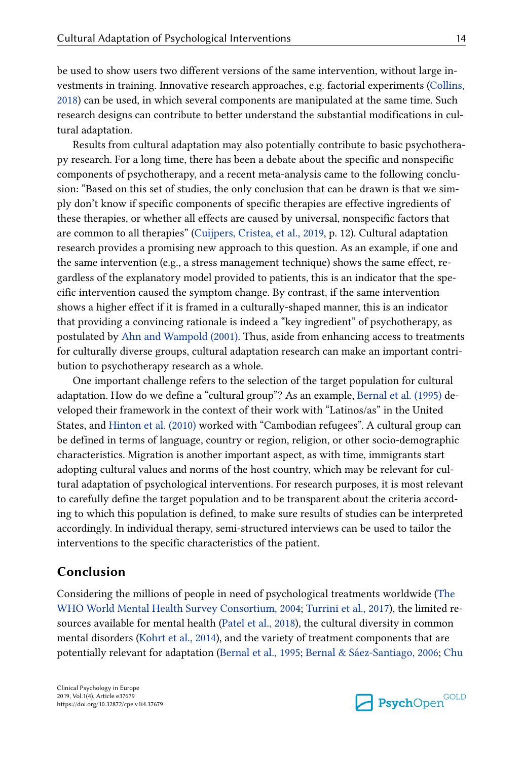be used to show users two different versions of the same intervention, without large investments in training. Innovative research approaches, e.g. factorial experiments (Collins, 2018) can be used, in which several components are manipulated at the same time. Such research designs can contribute to better understand the substantial modifications in cultural adaptation.

Results from cultural adaptation may also potentially contribute to basic psychotherapy research. For a long time, there has been a debate about the specific and nonspecific components of psychotherapy, and a recent meta-analysis came to the following conclusion: "Based on this set of studies, the only conclusion that can be drawn is that we simply don't know if specific components of specific therapies are effective ingredients of these therapies, or whether all effects are caused by universal, nonspecific factors that are common to all therapies" (Cuijpers, Cristea, et al., 2019, p. 12). Cultural adaptation research provides a promising new approach to this question. As an example, if one and the same intervention (e.g., a stress management technique) shows the same effect, regardless of the explanatory model provided to patients, this is an indicator that the specific intervention caused the symptom change. By contrast, if the same intervention shows a higher effect if it is framed in a culturally-shaped manner, this is an indicator that providing a convincing rationale is indeed a "key ingredient" of psychotherapy, as postulated by Ahn and Wampold (2001). Thus, aside from enhancing access to treatments for culturally diverse groups, cultural adaptation research can make an important contribution to psychotherapy research as a whole.

One important challenge refers to the selection of the target population for cultural adaptation. How do we define a "cultural group"? As an example, Bernal et al. (1995) developed their framework in the context of their work with "Latinos/as" in the United States, and Hinton et al. (2010) worked with "Cambodian refugees". A cultural group can be defined in terms of language, country or region, religion, or other socio-demographic characteristics. Migration is another important aspect, as with time, immigrants start adopting cultural values and norms of the host country, which may be relevant for cultural adaptation of psychological interventions. For research purposes, it is most relevant to carefully define the target population and to be transparent about the criteria according to which this population is defined, to make sure results of studies can be interpreted accordingly. In individual therapy, semi-structured interviews can be used to tailor the interventions to the specific characteristics of the patient.

## Conclusion

Considering the millions of people in need of psychological treatments worldwide (The WHO World Mental Health Survey Consortium, 2004; Turrini et al., 2017), the limited resources available for mental health (Patel et al., 2018), the cultural diversity in common mental disorders (Kohrt et al., 2014), and the variety of treatment components that are potentially relevant for adaptation (Bernal et al., 1995; Bernal & Sáez-Santiago, 2006; Chu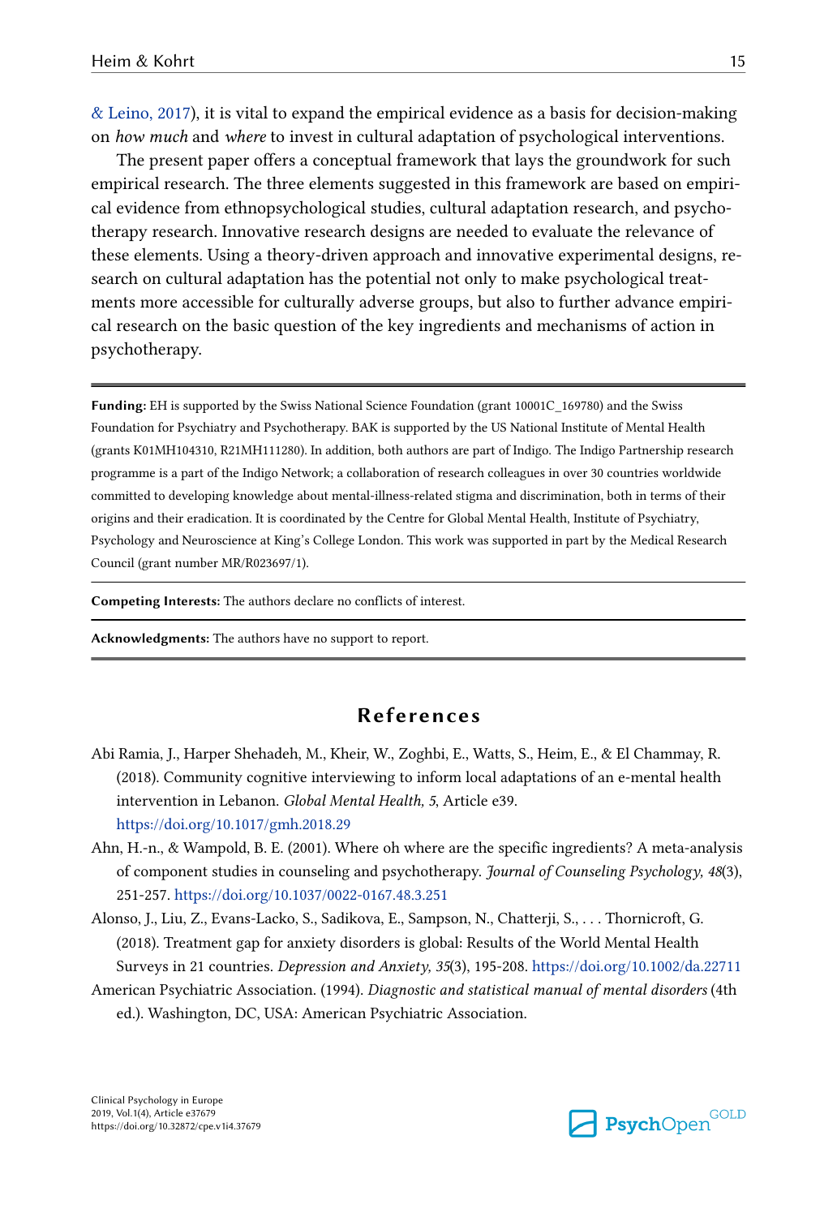& Leino, 2017), it is vital to expand the empirical evidence as a basis for decision-making on *how much* and *where* to invest in cultural adaptation of psychological interventions.

The present paper offers a conceptual framework that lays the groundwork for such empirical research. The three elements suggested in this framework are based on empirical evidence from ethnopsychological studies, cultural adaptation research, and psychotherapy research. Innovative research designs are needed to evaluate the relevance of these elements. Using a theory-driven approach and innovative experimental designs, research on cultural adaptation has the potential not only to make psychological treatments more accessible for culturally adverse groups, but also to further advance empirical research on the basic question of the key ingredients and mechanisms of action in psychotherapy.

---

**Funding:** EH is supported by the Swiss National Science Foundation (grant 10001C_169780) and the Swiss Foundation for Psychiatry and Psychotherapy. BAK is supported by the US National Institute of Mental Health (grants K01MH104310, R21MH111280). In addition, both authors are part of Indigo. The Indigo Partnership research programme is a part of the Indigo Network; a collaboration of research colleagues in over 30 countries worldwide committed to developing knowledge about mental-illness-related stigma and discrimination, both in terms of their origins and their eradication. It is coordinated by the Centre for Global Mental Health, Institute of Psychiatry, Psychology and Neuroscience at King's College London. This work was supported in part by the Medical Research Council (grant number MR/R023697/1).

**Competing Interests:** The authors declare no conflicts of interest.

**Acknowledgments:** The authors have no support to report.

---

## References

Abi Ramia, J., Harper Shehadeh, M., Kheir, W., Zoghbi, E., Watts, S., Heim, E., & El Chammay, R. (2018). Community cognitive interviewing to inform local adaptations of an e-mental health intervention in Lebanon. *Global Mental Health, 5*, Article e39. https://doi.org/10.1017/gmh.2018.29

Ahn, H.-n., & Wampold, B. E. (2001). Where oh where are the specific ingredients? A meta-analysis of component studies in counseling and psychotherapy. *Journal of Counseling Psychology, 48*(3), 251-257. https://doi.org/10.1037/0022-0167.48.3.251

Alonso, J., Liu, Z., Evans-Lacko, S., Sadikova, E., Sampson, N., Chatterji, S., . . . Thornicroft, G. (2018). Treatment gap for anxiety disorders is global: Results of the World Mental Health Surveys in 21 countries. *Depression and Anxiety, 35*(3), 195-208. https://doi.org/10.1002/da.22711

American Psychiatric Association. (1994). *Diagnostic and statistical manual of mental disorders* (4th ed.). Washington, DC, USA: American Psychiatric Association.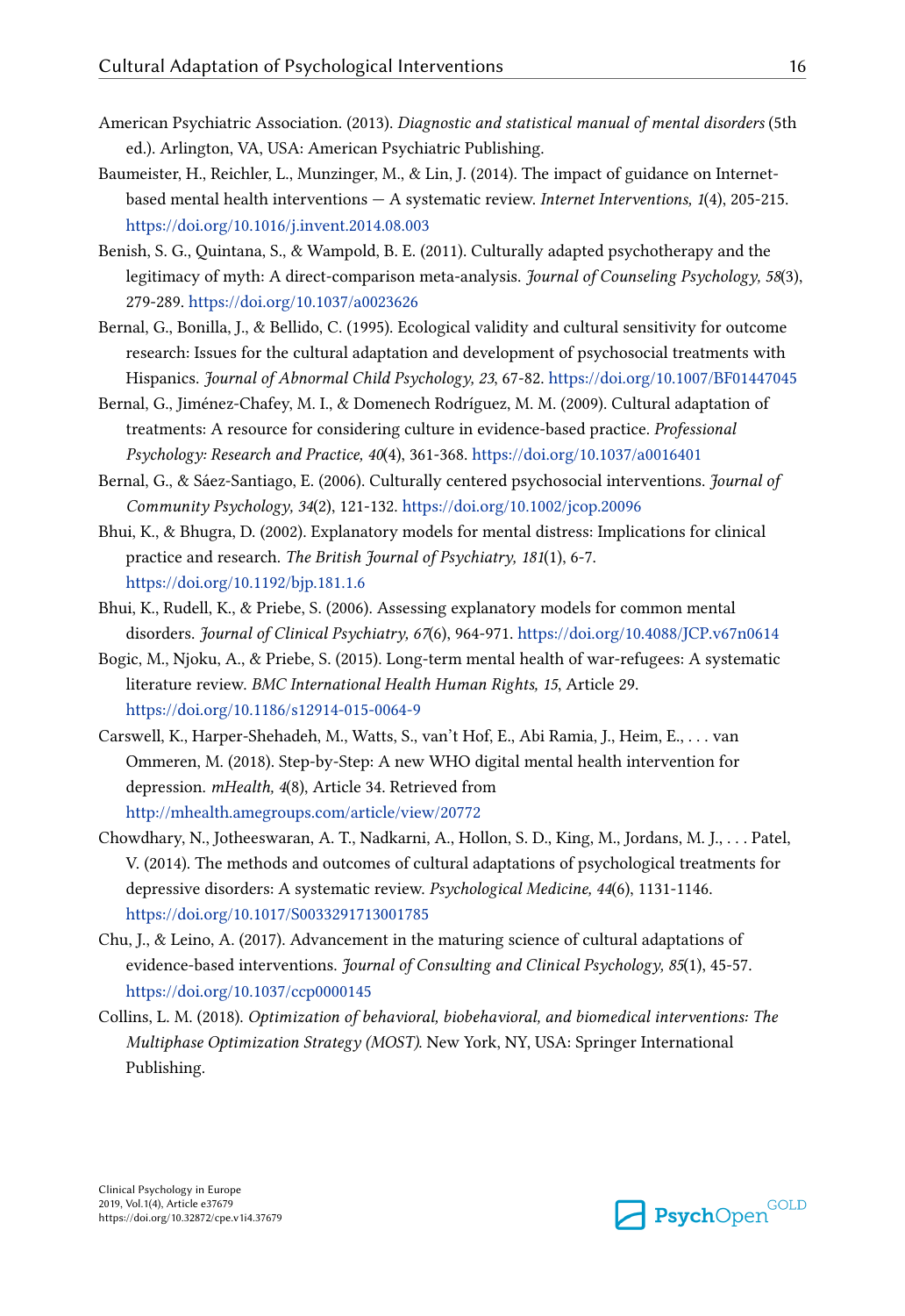American Psychiatric Association. (2013). *Diagnostic and statistical manual of mental disorders* (5th ed.). Arlington, VA, USA: American Psychiatric Publishing.

Baumeister, H., Reichler, L., Munzinger, M., & Lin, J. (2014). The impact of guidance on Internet-based mental health interventions — A systematic review. *Internet Interventions, 1*(4), 205-215. https://doi.org/10.1016/j.invent.2014.08.003

Benish, S. G., Quintana, S., & Wampold, B. E. (2011). Culturally adapted psychotherapy and the legitimacy of myth: A direct-comparison meta-analysis. *Journal of Counseling Psychology, 58*(3), 279-289. https://doi.org/10.1037/a0023626

Bernal, G., Bonilla, J., & Bellido, C. (1995). Ecological validity and cultural sensitivity for outcome research: Issues for the cultural adaptation and development of psychosocial treatments with Hispanics. *Journal of Abnormal Child Psychology, 23*, 67-82. https://doi.org/10.1007/BF01447045

Bernal, G., Jiménez-Chafey, M. I., & Domenech Rodríguez, M. M. (2009). Cultural adaptation of treatments: A resource for considering culture in evidence-based practice. *Professional Psychology: Research and Practice, 40*(4), 361-368. https://doi.org/10.1037/a0016401

Bernal, G., & Sáez-Santiago, E. (2006). Culturally centered psychosocial interventions. *Journal of Community Psychology, 34*(2), 121-132. https://doi.org/10.1002/jcop.20096

Bhui, K., & Bhugra, D. (2002). Explanatory models for mental distress: Implications for clinical practice and research. *The British Journal of Psychiatry, 181*(1), 6-7. https://doi.org/10.1192/bjp.181.1.6

Bhui, K., Rudell, K., & Priebe, S. (2006). Assessing explanatory models for common mental disorders. *Journal of Clinical Psychiatry, 67*(6), 964-971. https://doi.org/10.4088/JCP.v67n0614

Bogic, M., Njoku, A., & Priebe, S. (2015). Long-term mental health of war-refugees: A systematic literature review. *BMC International Health Human Rights, 15*, Article 29. https://doi.org/10.1186/s12914-015-0064-9

Carswell, K., Harper-Shehadeh, M., Watts, S., van't Hof, E., Abi Ramia, J., Heim, E., . . . van Ommeren, M. (2018). Step-by-Step: A new WHO digital mental health intervention for depression. *mHealth, 4*(8), Article 34. Retrieved from http://mhealth.amegroups.com/article/view/20772

Chowdhary, N., Jotheeswaran, A. T., Nadkarni, A., Hollon, S. D., King, M., Jordans, M. J., . . . Patel, V. (2014). The methods and outcomes of cultural adaptations of psychological treatments for depressive disorders: A systematic review. *Psychological Medicine, 44*(6), 1131-1146. https://doi.org/10.1017/S0033291713001785

Chu, J., & Leino, A. (2017). Advancement in the maturing science of cultural adaptations of evidence-based interventions. *Journal of Consulting and Clinical Psychology, 85*(1), 45-57. https://doi.org/10.1037/ccp0000145

Collins, L. M. (2018). *Optimization of behavioral, biobehavioral, and biomedical interventions: The Multiphase Optimization Strategy (MOST)*. New York, NY, USA: Springer International Publishing.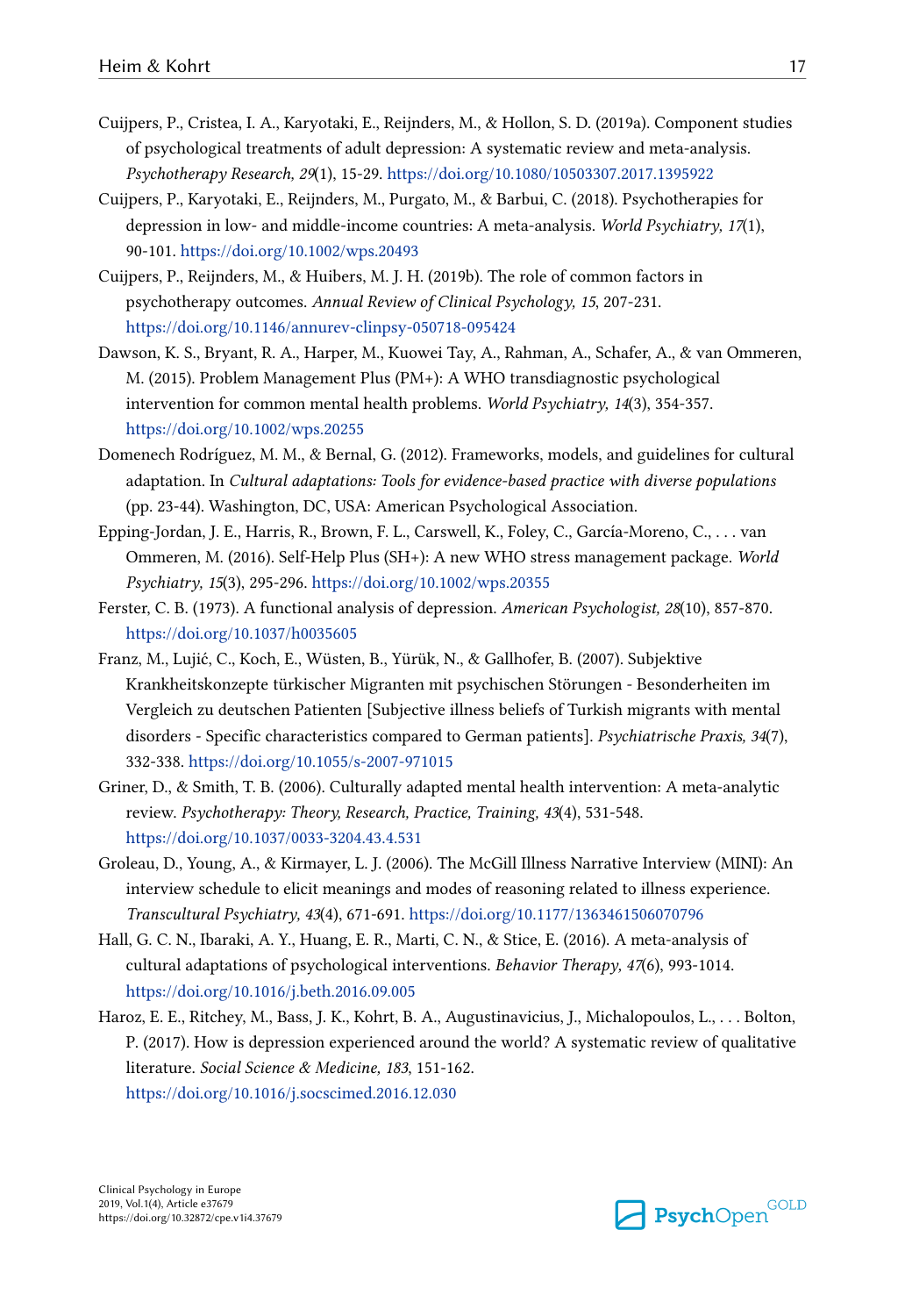Cuijpers, P., Cristea, I. A., Karyotaki, E., Reijnders, M., & Hollon, S. D. (2019a). Component studies of psychological treatments of adult depression: A systematic review and meta-analysis. *Psychotherapy Research, 29*(1), 15-29. https://doi.org/10.1080/10503307.2017.1395922

Cuijpers, P., Karyotaki, E., Reijnders, M., Purgato, M., & Barbui, C. (2018). Psychotherapies for depression in low- and middle-income countries: A meta-analysis. *World Psychiatry, 17*(1), 90-101. https://doi.org/10.1002/wps.20493

Cuijpers, P., Reijnders, M., & Huibers, M. J. H. (2019b). The role of common factors in psychotherapy outcomes. *Annual Review of Clinical Psychology, 15*, 207-231. https://doi.org/10.1146/annurev-clinpsy-050718-095424

Dawson, K. S., Bryant, R. A., Harper, M., Kuowei Tay, A., Rahman, A., Schafer, A., & van Ommeren, M. (2015). Problem Management Plus (PM+): A WHO transdiagnostic psychological intervention for common mental health problems. *World Psychiatry, 14*(3), 354-357. https://doi.org/10.1002/wps.20255

Domenech Rodríguez, M. M., & Bernal, G. (2012). Frameworks, models, and guidelines for cultural adaptation. In *Cultural adaptations: Tools for evidence-based practice with diverse populations* (pp. 23-44). Washington, DC, USA: American Psychological Association.

Epping-Jordan, J. E., Harris, R., Brown, F. L., Carswell, K., Foley, C., García-Moreno, C., . . . van Ommeren, M. (2016). Self-Help Plus (SH+): A new WHO stress management package. *World Psychiatry, 15*(3), 295-296. https://doi.org/10.1002/wps.20355

Ferster, C. B. (1973). A functional analysis of depression. *American Psychologist, 28*(10), 857-870. https://doi.org/10.1037/h0035605

Franz, M., Lujić, C., Koch, E., Wüsten, B., Yürük, N., & Gallhofer, B. (2007). Subjektive Krankheitskonzepte türkischer Migranten mit psychischen Störungen - Besonderheiten im Vergleich zu deutschen Patienten [Subjective illness beliefs of Turkish migrants with mental disorders - Specific characteristics compared to German patients]. *Psychiatrische Praxis, 34*(7), 332-338. https://doi.org/10.1055/s-2007-971015

Griner, D., & Smith, T. B. (2006). Culturally adapted mental health intervention: A meta-analytic review. *Psychotherapy: Theory, Research, Practice, Training, 43*(4), 531-548. https://doi.org/10.1037/0033-3204.43.4.531

Groleau, D., Young, A., & Kirmayer, L. J. (2006). The McGill Illness Narrative Interview (MINI): An interview schedule to elicit meanings and modes of reasoning related to illness experience. *Transcultural Psychiatry, 43*(4), 671-691. https://doi.org/10.1177/1363461506070796

Hall, G. C. N., Ibaraki, A. Y., Huang, E. R., Marti, C. N., & Stice, E. (2016). A meta-analysis of cultural adaptations of psychological interventions. *Behavior Therapy, 47*(6), 993-1014. https://doi.org/10.1016/j.beth.2016.09.005

Haroz, E. E., Ritchey, M., Bass, J. K., Kohrt, B. A., Augustinavicius, J., Michalopoulos, L., . . . Bolton, P. (2017). How is depression experienced around the world? A systematic review of qualitative literature. *Social Science & Medicine, 183*, 151-162. https://doi.org/10.1016/j.socscimed.2016.12.030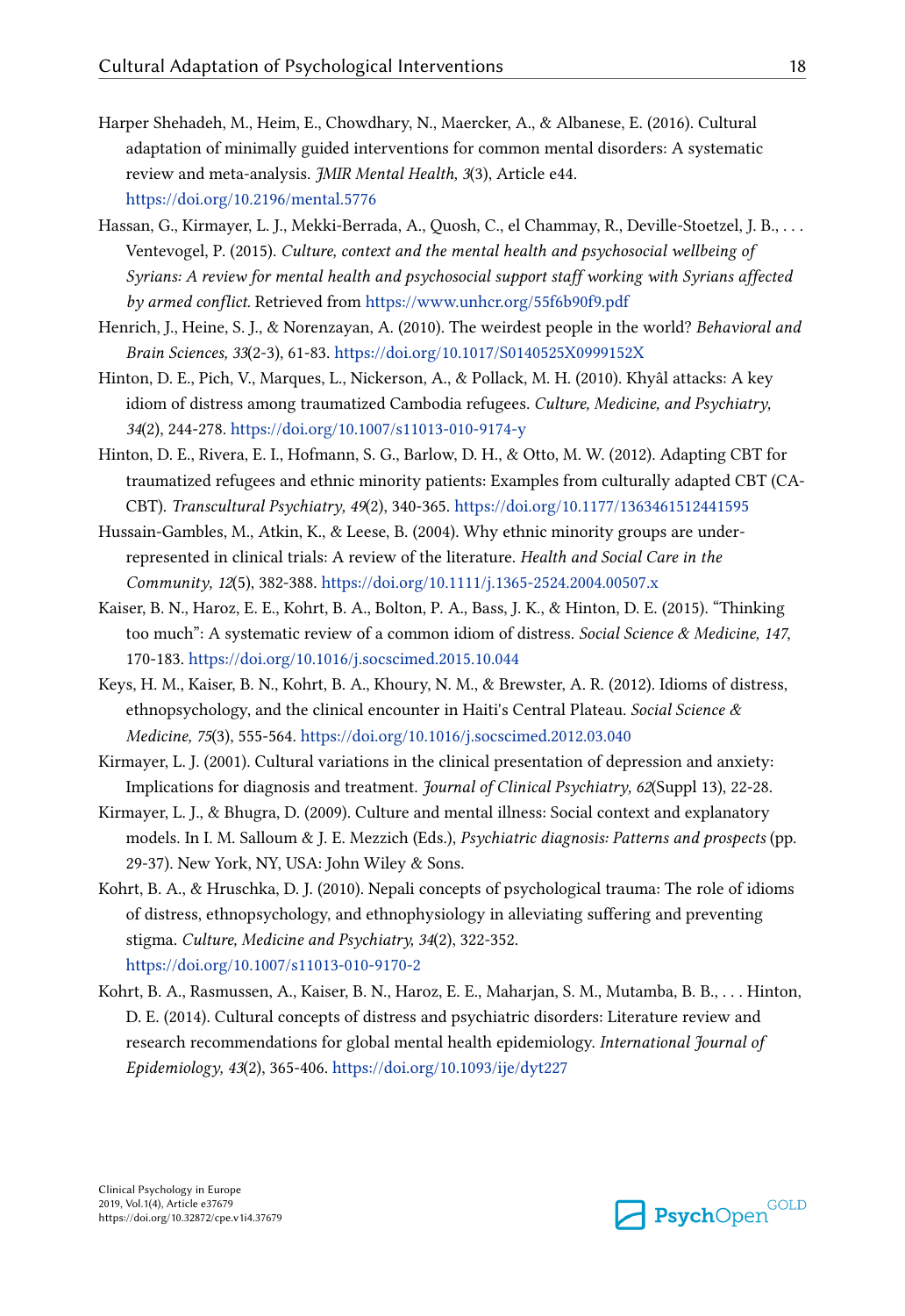Harper Shehadeh, M., Heim, E., Chowdhary, N., Maercker, A., & Albanese, E. (2016). Cultural adaptation of minimally guided interventions for common mental disorders: A systematic review and meta-analysis. *JMIR Mental Health, 3*(3), Article e44. https://doi.org/10.2196/mental.5776

Hassan, G., Kirmayer, L. J., Mekki-Berrada, A., Quosh, C., el Chammay, R., Deville-Stoetzel, J. B., . . . Ventevogel, P. (2015). *Culture, context and the mental health and psychosocial wellbeing of Syrians: A review for mental health and psychosocial support staff working with Syrians affected by armed conflict.* Retrieved from https://www.unhcr.org/55f6b90f9.pdf

Henrich, J., Heine, S. J., & Norenzayan, A. (2010). The weirdest people in the world? *Behavioral and Brain Sciences, 33*(2-3), 61-83. https://doi.org/10.1017/S0140525X0999152X

Hinton, D. E., Pich, V., Marques, L., Nickerson, A., & Pollack, M. H. (2010). Khyâl attacks: A key idiom of distress among traumatized Cambodia refugees. *Culture, Medicine, and Psychiatry, 34*(2), 244-278. https://doi.org/10.1007/s11013-010-9174-y

Hinton, D. E., Rivera, E. I., Hofmann, S. G., Barlow, D. H., & Otto, M. W. (2012). Adapting CBT for traumatized refugees and ethnic minority patients: Examples from culturally adapted CBT (CA-CBT). *Transcultural Psychiatry, 49*(2), 340-365. https://doi.org/10.1177/1363461512441595

Hussain-Gambles, M., Atkin, K., & Leese, B. (2004). Why ethnic minority groups are under-represented in clinical trials: A review of the literature. *Health and Social Care in the Community, 12*(5), 382-388. https://doi.org/10.1111/j.1365-2524.2004.00507.x

Kaiser, B. N., Haroz, E. E., Kohrt, B. A., Bolton, P. A., Bass, J. K., & Hinton, D. E. (2015). "Thinking too much": A systematic review of a common idiom of distress. *Social Science & Medicine, 147*, 170-183. https://doi.org/10.1016/j.socscimed.2015.10.044

Keys, H. M., Kaiser, B. N., Kohrt, B. A., Khoury, N. M., & Brewster, A. R. (2012). Idioms of distress, ethnopsychology, and the clinical encounter in Haiti's Central Plateau. *Social Science & Medicine, 75*(3), 555-564. https://doi.org/10.1016/j.socscimed.2012.03.040

Kirmayer, L. J. (2001). Cultural variations in the clinical presentation of depression and anxiety: Implications for diagnosis and treatment. *Journal of Clinical Psychiatry, 62*(Suppl 13), 22-28.

Kirmayer, L. J., & Bhugra, D. (2009). Culture and mental illness: Social context and explanatory models. In I. M. Salloum & J. E. Mezzich (Eds.), *Psychiatric diagnosis: Patterns and prospects* (pp. 29-37). New York, NY, USA: John Wiley & Sons.

Kohrt, B. A., & Hruschka, D. J. (2010). Nepali concepts of psychological trauma: The role of idioms of distress, ethnopsychology, and ethnophysiology in alleviating suffering and preventing stigma. *Culture, Medicine and Psychiatry, 34*(2), 322-352. https://doi.org/10.1007/s11013-010-9170-2

Kohrt, B. A., Rasmussen, A., Kaiser, B. N., Haroz, E. E., Maharjan, S. M., Mutamba, B. B., . . . Hinton, D. E. (2014). Cultural concepts of distress and psychiatric disorders: Literature review and research recommendations for global mental health epidemiology. *International Journal of Epidemiology, 43*(2), 365-406. https://doi.org/10.1093/ije/dyt227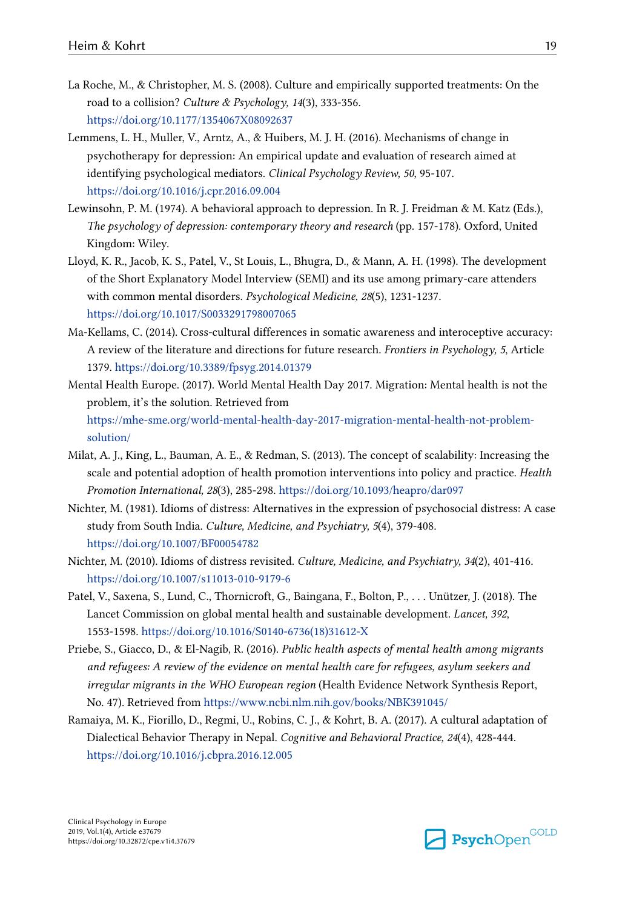La Roche, M., & Christopher, M. S. (2008). Culture and empirically supported treatments: On the road to a collision? *Culture & Psychology, 14*(3), 333-356. https://doi.org/10.1177/1354067X08092637

Lemmens, L. H., Muller, V., Arntz, A., & Huibers, M. J. H. (2016). Mechanisms of change in psychotherapy for depression: An empirical update and evaluation of research aimed at identifying psychological mediators. *Clinical Psychology Review, 50*, 95-107. https://doi.org/10.1016/j.cpr.2016.09.004

Lewinsohn, P. M. (1974). A behavioral approach to depression. In R. J. Freidman & M. Katz (Eds.), *The psychology of depression: contemporary theory and research* (pp. 157-178). Oxford, United Kingdom: Wiley.

Lloyd, K. R., Jacob, K. S., Patel, V., St Louis, L., Bhugra, D., & Mann, A. H. (1998). The development of the Short Explanatory Model Interview (SEMI) and its use among primary-care attenders with common mental disorders. *Psychological Medicine, 28*(5), 1231-1237. https://doi.org/10.1017/S0033291798007065

Ma-Kellams, C. (2014). Cross-cultural differences in somatic awareness and interoceptive accuracy: A review of the literature and directions for future research. *Frontiers in Psychology, 5*, Article 1379. https://doi.org/10.3389/fpsyg.2014.01379

Mental Health Europe. (2017). World Mental Health Day 2017. Migration: Mental health is not the problem, it's the solution. Retrieved from https://mhe-sme.org/world-mental-health-day-2017-migration-mental-health-not-problem-solution/

Milat, A. J., King, L., Bauman, A. E., & Redman, S. (2013). The concept of scalability: Increasing the scale and potential adoption of health promotion interventions into policy and practice. *Health Promotion International, 28*(3), 285-298. https://doi.org/10.1093/heapro/dar097

Nichter, M. (1981). Idioms of distress: Alternatives in the expression of psychosocial distress: A case study from South India. *Culture, Medicine, and Psychiatry, 5*(4), 379-408. https://doi.org/10.1007/BF00054782

Nichter, M. (2010). Idioms of distress revisited. *Culture, Medicine, and Psychiatry, 34*(2), 401-416. https://doi.org/10.1007/s11013-010-9179-6

Patel, V., Saxena, S., Lund, C., Thornicroft, G., Baingana, F., Bolton, P., . . . Unützer, J. (2018). The Lancet Commission on global mental health and sustainable development. *Lancet, 392*, 1553-1598. https://doi.org/10.1016/S0140-6736(18)31612-X

Priebe, S., Giacco, D., & El-Nagib, R. (2016). *Public health aspects of mental health among migrants and refugees: A review of the evidence on mental health care for refugees, asylum seekers and irregular migrants in the WHO European region* (Health Evidence Network Synthesis Report, No. 47). Retrieved from https://www.ncbi.nlm.nih.gov/books/NBK391045/

Ramaiya, M. K., Fiorillo, D., Regmi, U., Robins, C. J., & Kohrt, B. A. (2017). A cultural adaptation of Dialectical Behavior Therapy in Nepal. *Cognitive and Behavioral Practice, 24*(4), 428-444. https://doi.org/10.1016/j.cbpra.2016.12.005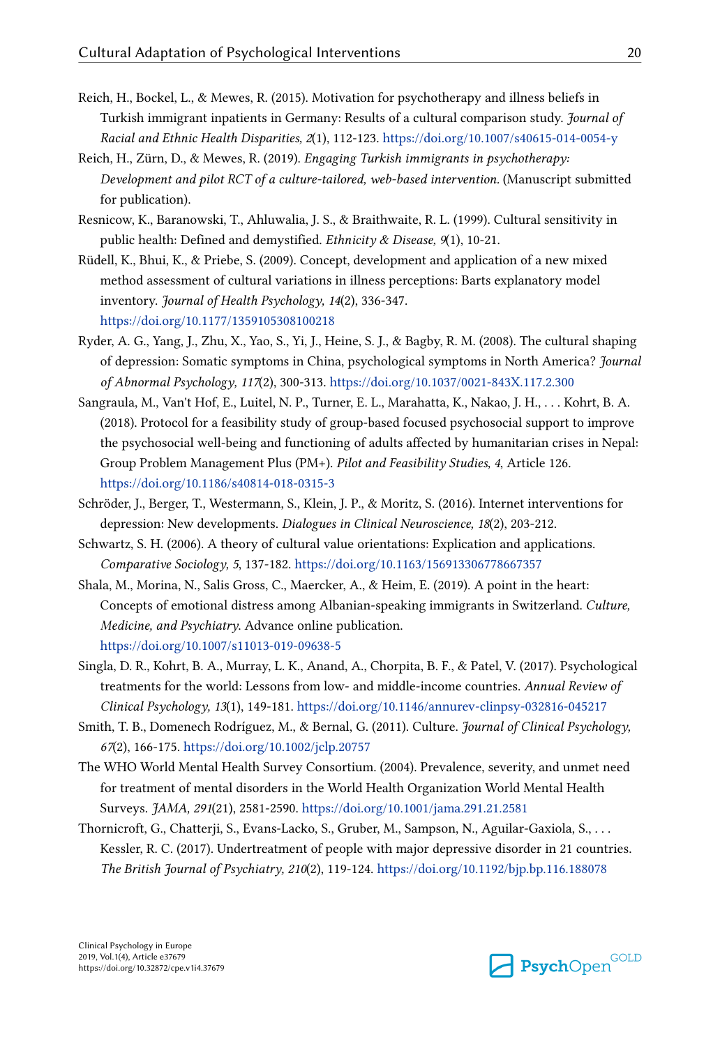Reich, H., Bockel, L., & Mewes, R. (2015). Motivation for psychotherapy and illness beliefs in Turkish immigrant inpatients in Germany: Results of a cultural comparison study. *Journal of Racial and Ethnic Health Disparities, 2*(1), 112-123. https://doi.org/10.1007/s40615-014-0054-y

Reich, H., Zürn, D., & Mewes, R. (2019). *Engaging Turkish immigrants in psychotherapy: Development and pilot RCT of a culture-tailored, web-based intervention*. (Manuscript submitted for publication).

Resnicow, K., Baranowski, T., Ahluwalia, J. S., & Braithwaite, R. L. (1999). Cultural sensitivity in public health: Defined and demystified. *Ethnicity & Disease, 9*(1), 10-21.

Rüdell, K., Bhui, K., & Priebe, S. (2009). Concept, development and application of a new mixed method assessment of cultural variations in illness perceptions: Barts explanatory model inventory. *Journal of Health Psychology, 14*(2), 336-347. https://doi.org/10.1177/1359105308100218

Ryder, A. G., Yang, J., Zhu, X., Yao, S., Yi, J., Heine, S. J., & Bagby, R. M. (2008). The cultural shaping of depression: Somatic symptoms in China, psychological symptoms in North America? *Journal of Abnormal Psychology, 117*(2), 300-313. https://doi.org/10.1037/0021-843X.117.2.300

Sangraula, M., Van't Hof, E., Luitel, N. P., Turner, E. L., Marahatta, K., Nakao, J. H., . . . Kohrt, B. A. (2018). Protocol for a feasibility study of group-based focused psychosocial support to improve the psychosocial well-being and functioning of adults affected by humanitarian crises in Nepal: Group Problem Management Plus (PM+). *Pilot and Feasibility Studies, 4*, Article 126. https://doi.org/10.1186/s40814-018-0315-3

Schröder, J., Berger, T., Westermann, S., Klein, J. P., & Moritz, S. (2016). Internet interventions for depression: New developments. *Dialogues in Clinical Neuroscience, 18*(2), 203-212.

Schwartz, S. H. (2006). A theory of cultural value orientations: Explication and applications. *Comparative Sociology, 5*, 137-182. https://doi.org/10.1163/156913306778667357

Shala, M., Morina, N., Salis Gross, C., Maercker, A., & Heim, E. (2019). A point in the heart: Concepts of emotional distress among Albanian-speaking immigrants in Switzerland. *Culture, Medicine, and Psychiatry*. Advance online publication. https://doi.org/10.1007/s11013-019-09638-5

Singla, D. R., Kohrt, B. A., Murray, L. K., Anand, A., Chorpita, B. F., & Patel, V. (2017). Psychological treatments for the world: Lessons from low- and middle-income countries. *Annual Review of Clinical Psychology, 13*(1), 149-181. https://doi.org/10.1146/annurev-clinpsy-032816-045217

Smith, T. B., Domenech Rodríguez, M., & Bernal, G. (2011). Culture. *Journal of Clinical Psychology, 67*(2), 166-175. https://doi.org/10.1002/jclp.20757

The WHO World Mental Health Survey Consortium. (2004). Prevalence, severity, and unmet need for treatment of mental disorders in the World Health Organization World Mental Health Surveys. *JAMA, 291*(21), 2581-2590. https://doi.org/10.1001/jama.291.21.2581

Thornicroft, G., Chatterji, S., Evans-Lacko, S., Gruber, M., Sampson, N., Aguilar-Gaxiola, S., . . . Kessler, R. C. (2017). Undertreatment of people with major depressive disorder in 21 countries. *The British Journal of Psychiatry, 210*(2), 119-124. https://doi.org/10.1192/bjp.bp.116.188078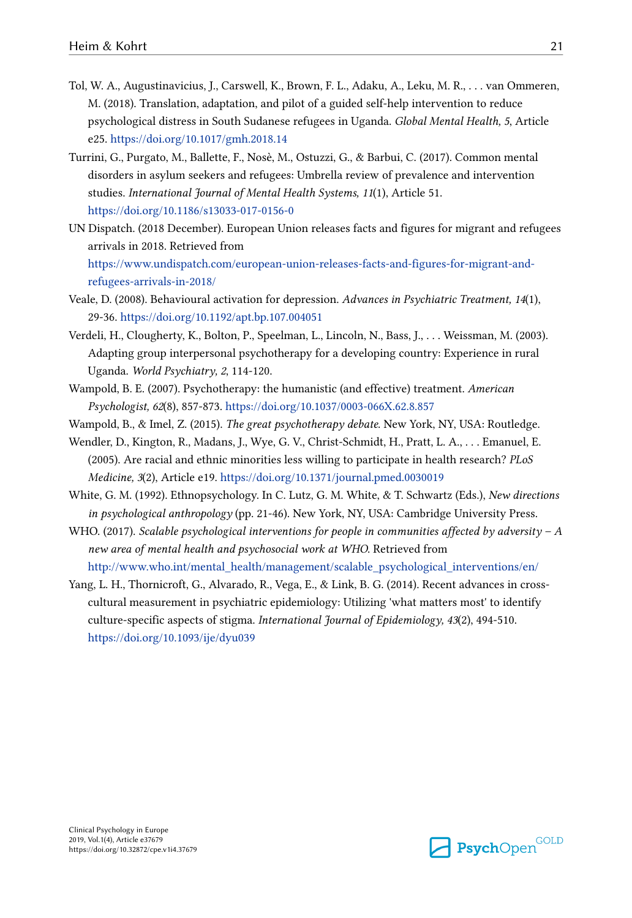Tol, W. A., Augustinavicius, J., Carswell, K., Brown, F. L., Adaku, A., Leku, M. R., . . . van Ommeren, M. (2018). Translation, adaptation, and pilot of a guided self-help intervention to reduce psychological distress in South Sudanese refugees in Uganda. *Global Mental Health, 5*, Article e25. https://doi.org/10.1017/gmh.2018.14

Turrini, G., Purgato, M., Ballette, F., Nosè, M., Ostuzzi, G., & Barbui, C. (2017). Common mental disorders in asylum seekers and refugees: Umbrella review of prevalence and intervention studies. *International Journal of Mental Health Systems, 11*(1), Article 51. https://doi.org/10.1186/s13033-017-0156-0

UN Dispatch. (2018 December). European Union releases facts and figures for migrant and refugees arrivals in 2018. Retrieved from https://www.undispatch.com/european-union-releases-facts-and-figures-for-migrant-and-refugees-arrivals-in-2018/

Veale, D. (2008). Behavioural activation for depression. *Advances in Psychiatric Treatment, 14*(1), 29-36. https://doi.org/10.1192/apt.bp.107.004051

Verdeli, H., Clougherty, K., Bolton, P., Speelman, L., Lincoln, N., Bass, J., . . . Weissman, M. (2003). Adapting group interpersonal psychotherapy for a developing country: Experience in rural Uganda. *World Psychiatry, 2*, 114-120.

Wampold, B. E. (2007). Psychotherapy: the humanistic (and effective) treatment. *American Psychologist, 62*(8), 857-873. https://doi.org/10.1037/0003-066X.62.8.857

Wampold, B., & Imel, Z. (2015). *The great psychotherapy debate*. New York, NY, USA: Routledge.

Wendler, D., Kington, R., Madans, J., Wye, G. V., Christ-Schmidt, H., Pratt, L. A., . . . Emanuel, E. (2005). Are racial and ethnic minorities less willing to participate in health research? *PLoS Medicine, 3*(2), Article e19. https://doi.org/10.1371/journal.pmed.0030019

White, G. M. (1992). Ethnopsychology. In C. Lutz, G. M. White, & T. Schwartz (Eds.), *New directions in psychological anthropology* (pp. 21-46). New York, NY, USA: Cambridge University Press.

WHO. (2017). *Scalable psychological interventions for people in communities affected by adversity – A new area of mental health and psychosocial work at WHO*. Retrieved from http://www.who.int/mental_health/management/scalable_psychological_interventions/en/

Yang, L. H., Thornicroft, G., Alvarado, R., Vega, E., & Link, B. G. (2014). Recent advances in cross-cultural measurement in psychiatric epidemiology: Utilizing 'what matters most' to identify culture-specific aspects of stigma. *International Journal of Epidemiology, 43*(2), 494-510. https://doi.org/10.1093/ije/dyu039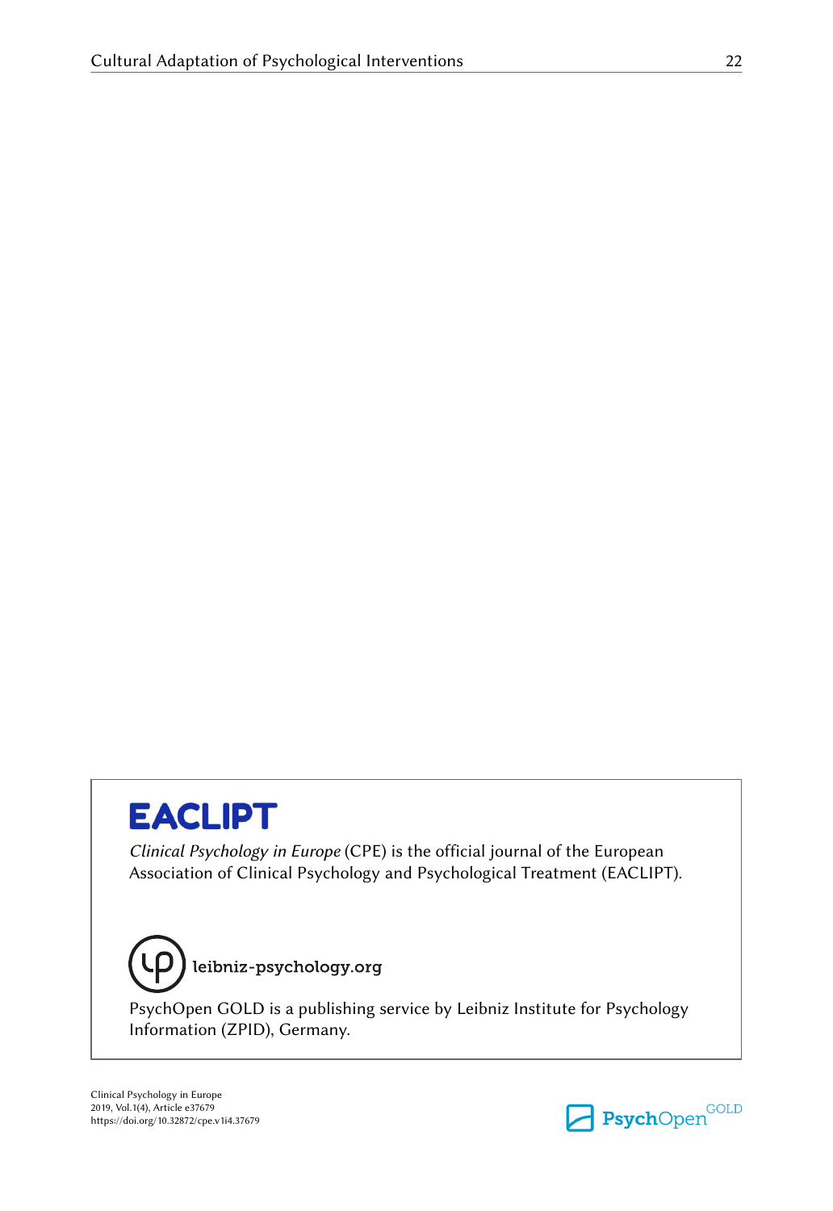**EACLIPT**

*Clinical Psychology in Europe* (CPE) is the official journal of the European Association of Clinical Psychology and Psychological Treatment (EACLIPT).

leibniz-psychology.org

PsychOpen GOLD is a publishing service by Leibniz Institute for Psychology Information (ZPID), Germany.